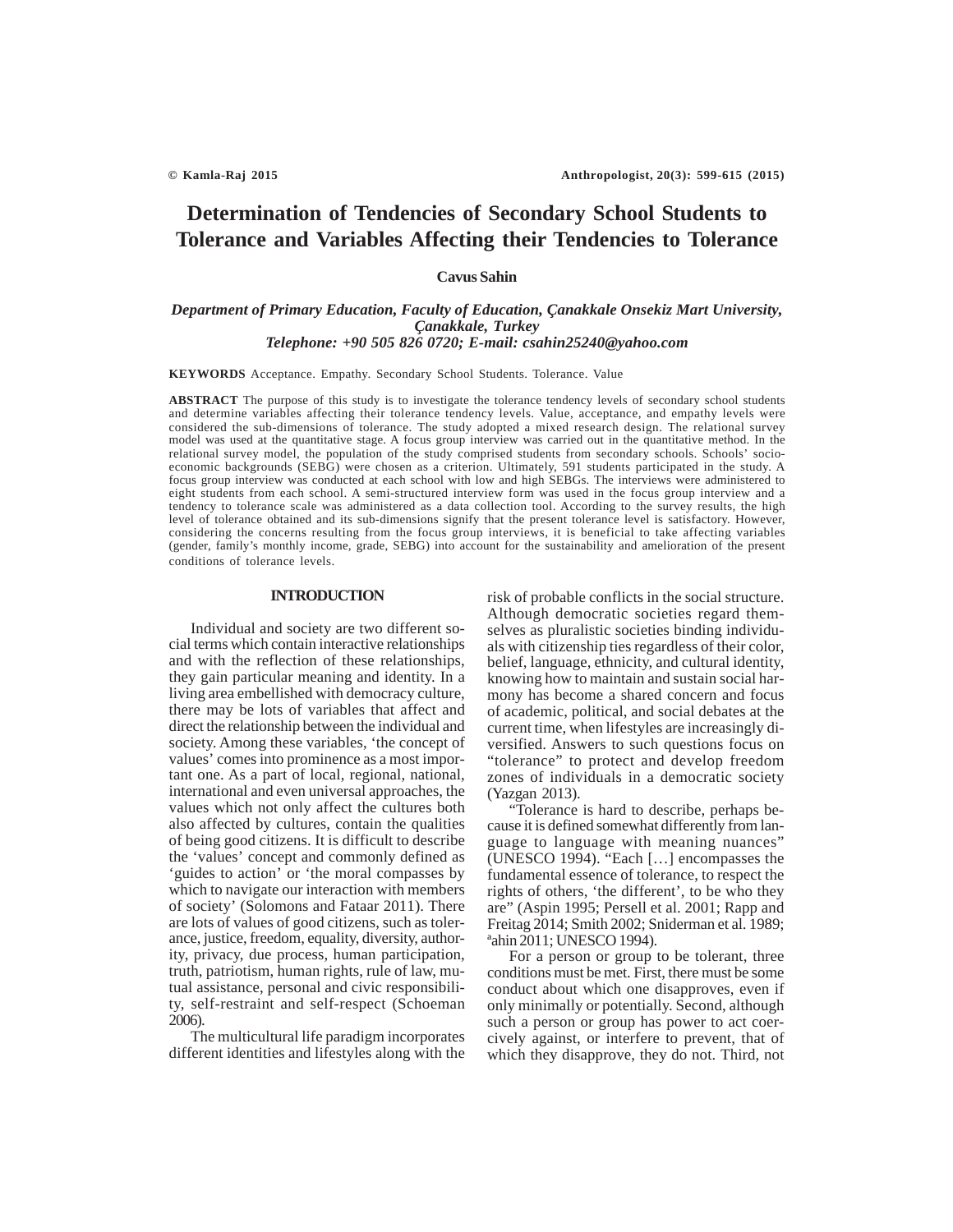# Determination of Tendencies of Secondary School Students to Tolerance and Variables Affecting their Tendencies to Tolerance

**Cavus Sahin**

*Department of Primary Education, Faculty of Education, Çanakkale Onsekiz Mart University, Çanakkale, Turkey*
*Telephone: +90 505 826 0720; E-mail: csahin25240@yahoo.com*

**KEYWORDS** Acceptance. Empathy. Secondary School Students. Tolerance. Value

**ABSTRACT** The purpose of this study is to investigate the tolerance tendency levels of secondary school students and determine variables affecting their tolerance tendency levels. Value, acceptance, and empathy levels were considered the sub-dimensions of tolerance. The study adopted a mixed research design. The relational survey model was used at the quantitative stage. A focus group interview was carried out in the quantitative method. In the relational survey model, the population of the study comprised students from secondary schools. Schools' socio-economic backgrounds (SEBG) were chosen as a criterion. Ultimately, 591 students participated in the study. A focus group interview was conducted at each school with low and high SEBGs. The interviews were administered to eight students from each school. A semi-structured interview form was used in the focus group interview and a tendency to tolerance scale was administered as a data collection tool. According to the survey results, the high level of tolerance obtained and its sub-dimensions signify that the present tolerance level is satisfactory. However, considering the concerns resulting from the focus group interviews, it is beneficial to take affecting variables (gender, family's monthly income, grade, SEBG) into account for the sustainability and amelioration of the present conditions of tolerance levels.

## INTRODUCTION

Individual and society are two different social terms which contain interactive relationships and with the reflection of these relationships, they gain particular meaning and identity. In a living area embellished with democracy culture, there may be lots of variables that affect and direct the relationship between the individual and society. Among these variables, 'the concept of values' comes into prominence as a most important one. As a part of local, regional, national, international and even universal approaches, the values which not only affect the cultures both also affected by cultures, contain the qualities of being good citizens. It is difficult to describe the 'values' concept and commonly defined as 'guides to action' or 'the moral compasses by which to navigate our interaction with members of society' (Solomons and Fataar 2011). There are lots of values of good citizens, such as tolerance, justice, freedom, equality, diversity, authority, privacy, due process, human participation, truth, patriotism, human rights, rule of law, mutual assistance, personal and civic responsibility, self-restraint and self-respect (Schoeman 2006).

The multicultural life paradigm incorporates different identities and lifestyles along with the risk of probable conflicts in the social structure. Although democratic societies regard themselves as pluralistic societies binding individuals with citizenship ties regardless of their color, belief, language, ethnicity, and cultural identity, knowing how to maintain and sustain social harmony has become a shared concern and focus of academic, political, and social debates at the current time, when lifestyles are increasingly diversified. Answers to such questions focus on "tolerance" to protect and develop freedom zones of individuals in a democratic society (Yazgan 2013).

"Tolerance is hard to describe, perhaps because it is defined somewhat differently from language to language with meaning nuances" (UNESCO 1994). "Each […] encompasses the fundamental essence of tolerance, to respect the rights of others, 'the different', to be who they are" (Aspin 1995; Persell et al. 2001; Rapp and Freitag 2014; Smith 2002; Sniderman et al. 1989; ªahin 2011; UNESCO 1994).

For a person or group to be tolerant, three conditions must be met. First, there must be some conduct about which one disapproves, even if only minimally or potentially. Second, although such a person or group has power to act coercively against, or interfere to prevent, that of which they disapprove, they do not. Third, not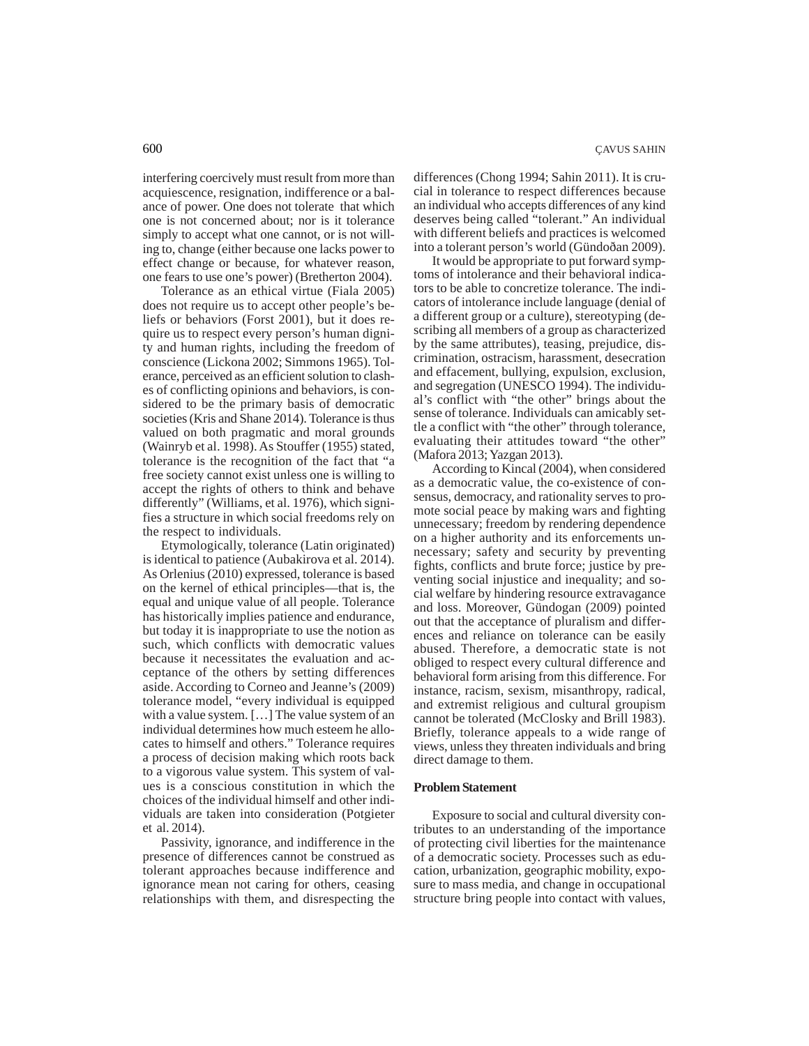interfering coercively must result from more than acquiescence, resignation, indifference or a balance of power. One does not tolerate that which one is not concerned about; nor is it tolerance simply to accept what one cannot, or is not willing to, change (either because one lacks power to effect change or because, for whatever reason, one fears to use one's power) (Bretherton 2004).

Tolerance as an ethical virtue (Fiala 2005) does not require us to accept other people's beliefs or behaviors (Forst 2001), but it does require us to respect every person's human dignity and human rights, including the freedom of conscience (Lickona 2002; Simmons 1965). Tolerance, perceived as an efficient solution to clashes of conflicting opinions and behaviors, is considered to be the primary basis of democratic societies (Kris and Shane 2014). Tolerance is thus valued on both pragmatic and moral grounds (Wainryb et al. 1998). As Stouffer (1955) stated, tolerance is the recognition of the fact that "a free society cannot exist unless one is willing to accept the rights of others to think and behave differently" (Williams, et al. 1976), which signifies a structure in which social freedoms rely on the respect to individuals.

Etymologically, tolerance (Latin originated) is identical to patience (Aubakirova et al. 2014). As Orlenius (2010) expressed, tolerance is based on the kernel of ethical principles—that is, the equal and unique value of all people. Tolerance has historically implies patience and endurance, but today it is inappropriate to use the notion as such, which conflicts with democratic values because it necessitates the evaluation and acceptance of the others by setting differences aside. According to Corneo and Jeanne's (2009) tolerance model, "every individual is equipped with a value system. […] The value system of an individual determines how much esteem he allocates to himself and others." Tolerance requires a process of decision making which roots back to a vigorous value system. This system of values is a conscious constitution in which the choices of the individual himself and other individuals are taken into consideration (Potgieter et al. 2014).

Passivity, ignorance, and indifference in the presence of differences cannot be construed as tolerant approaches because indifference and ignorance mean not caring for others, ceasing relationships with them, and disrespecting the differences (Chong 1994; Sahin 2011). It is crucial in tolerance to respect differences because an individual who accepts differences of any kind deserves being called "tolerant." An individual with different beliefs and practices is welcomed into a tolerant person's world (Gündoðan 2009).

It would be appropriate to put forward symptoms of intolerance and their behavioral indicators to be able to concretize tolerance. The indicators of intolerance include language (denial of a different group or a culture), stereotyping (describing all members of a group as characterized by the same attributes), teasing, prejudice, discrimination, ostracism, harassment, desecration and effacement, bullying, expulsion, exclusion, and segregation (UNESCO 1994). The individual's conflict with "the other" brings about the sense of tolerance. Individuals can amicably settle a conflict with "the other" through tolerance, evaluating their attitudes toward "the other" (Mafora 2013; Yazgan 2013).

According to Kincal (2004), when considered as a democratic value, the co-existence of consensus, democracy, and rationality serves to promote social peace by making wars and fighting unnecessary; freedom by rendering dependence on a higher authority and its enforcements unnecessary; safety and security by preventing fights, conflicts and brute force; justice by preventing social injustice and inequality; and social welfare by hindering resource extravagance and loss. Moreover, Gündogan (2009) pointed out that the acceptance of pluralism and differences and reliance on tolerance can be easily abused. Therefore, a democratic state is not obliged to respect every cultural difference and behavioral form arising from this difference. For instance, racism, sexism, misanthropy, radical, and extremist religious and cultural groupism cannot be tolerated (McClosky and Brill 1983). Briefly, tolerance appeals to a wide range of views, unless they threaten individuals and bring direct damage to them.

## Problem Statement

Exposure to social and cultural diversity contributes to an understanding of the importance of protecting civil liberties for the maintenance of a democratic society. Processes such as education, urbanization, geographic mobility, exposure to mass media, and change in occupational structure bring people into contact with values,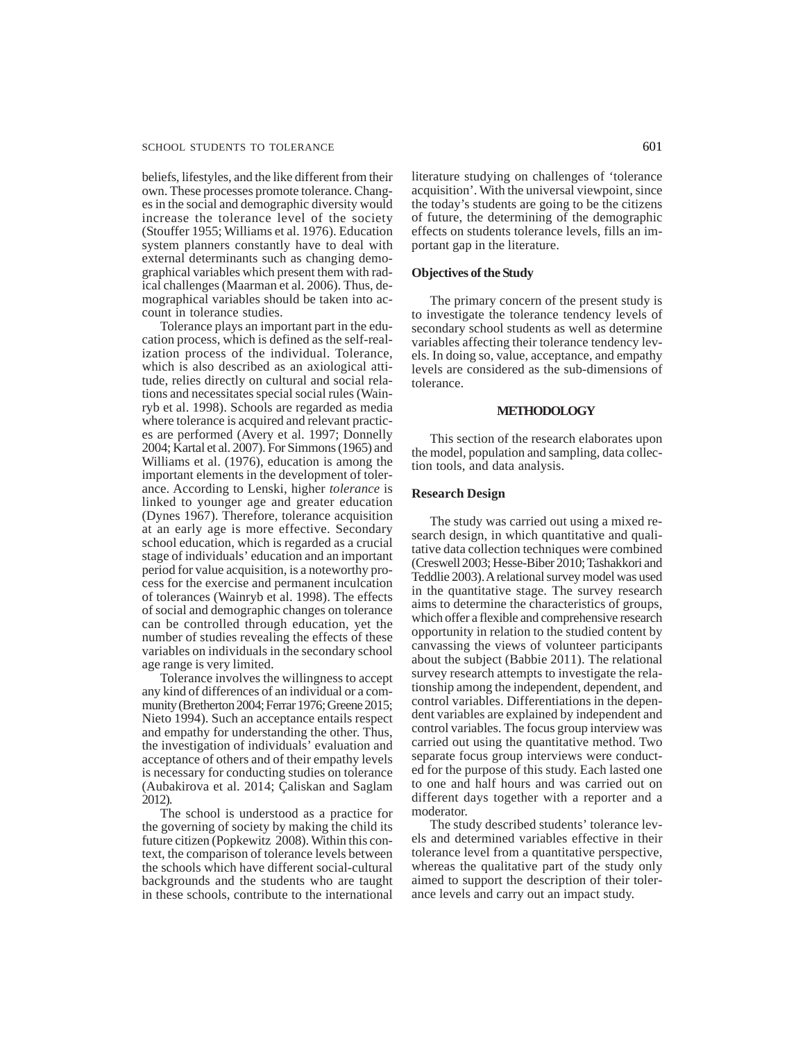beliefs, lifestyles, and the like different from their own. These processes promote tolerance. Changes in the social and demographic diversity would increase the tolerance level of the society (Stouffer 1955; Williams et al. 1976). Education system planners constantly have to deal with external determinants such as changing demographical variables which present them with radical challenges (Maarman et al. 2006). Thus, demographical variables should be taken into account in tolerance studies.

Tolerance plays an important part in the education process, which is defined as the self-realization process of the individual. Tolerance, which is also described as an axiological attitude, relies directly on cultural and social relations and necessitates special social rules (Wainryb et al. 1998). Schools are regarded as media where tolerance is acquired and relevant practices are performed (Avery et al. 1997; Donnelly 2004; Kartal et al. 2007). For Simmons (1965) and Williams et al. (1976), education is among the important elements in the development of tolerance. According to Lenski, higher *tolerance* is linked to younger age and greater education (Dynes 1967). Therefore, tolerance acquisition at an early age is more effective. Secondary school education, which is regarded as a crucial stage of individuals' education and an important period for value acquisition, is a noteworthy process for the exercise and permanent inculcation of tolerances (Wainryb et al. 1998). The effects of social and demographic changes on tolerance can be controlled through education, yet the number of studies revealing the effects of these variables on individuals in the secondary school age range is very limited.

Tolerance involves the willingness to accept any kind of differences of an individual or a community (Bretherton 2004; Ferrar 1976; Greene 2015; Nieto 1994). Such an acceptance entails respect and empathy for understanding the other. Thus, the investigation of individuals' evaluation and acceptance of others and of their empathy levels is necessary for conducting studies on tolerance (Aubakirova et al. 2014; Çaliskan and Saglam 2012).

The school is understood as a practice for the governing of society by making the child its future citizen (Popkewitz 2008). Within this context, the comparison of tolerance levels between the schools which have different social-cultural backgrounds and the students who are taught in these schools, contribute to the international literature studying on challenges of 'tolerance acquisition'. With the universal viewpoint, since the today's students are going to be the citizens of future, the determining of the demographic effects on students tolerance levels, fills an important gap in the literature.

### Objectives of the Study

The primary concern of the present study is to investigate the tolerance tendency levels of secondary school students as well as determine variables affecting their tolerance tendency levels. In doing so, value, acceptance, and empathy levels are considered as the sub-dimensions of tolerance.

## METHODOLOGY

This section of the research elaborates upon the model, population and sampling, data collection tools, and data analysis.

### Research Design

The study was carried out using a mixed research design, in which quantitative and qualitative data collection techniques were combined (Creswell 2003; Hesse-Biber 2010; Tashakkori and Teddlie 2003). A relational survey model was used in the quantitative stage. The survey research aims to determine the characteristics of groups, which offer a flexible and comprehensive research opportunity in relation to the studied content by canvassing the views of volunteer participants about the subject (Babbie 2011). The relational survey research attempts to investigate the relationship among the independent, dependent, and control variables. Differentiations in the dependent variables are explained by independent and control variables. The focus group interview was carried out using the quantitative method. Two separate focus group interviews were conducted for the purpose of this study. Each lasted one to one and half hours and was carried out on different days together with a reporter and a moderator.

The study described students' tolerance levels and determined variables effective in their tolerance level from a quantitative perspective, whereas the qualitative part of the study only aimed to support the description of their tolerance levels and carry out an impact study.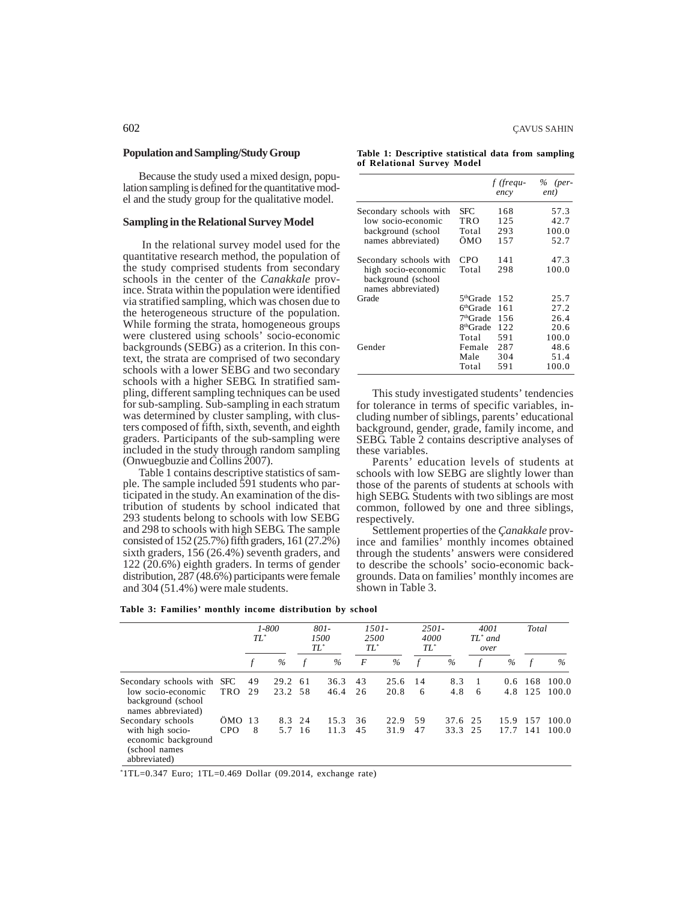### Population and Sampling/Study Group

Because the study used a mixed design, population sampling is defined for the quantitative model and the study group for the qualitative model.

### Sampling in the Relational Survey Model

In the relational survey model used for the quantitative research method, the population of the study comprised students from secondary schools in the center of the *Canakkale* province. Strata within the population were identified via stratified sampling, which was chosen due to the heterogeneous structure of the population. While forming the strata, homogeneous groups were clustered using schools' socio-economic backgrounds (SEBG) as a criterion. In this context, the strata are comprised of two secondary schools with a lower SEBG and two secondary schools with a higher SEBG. In stratified sampling, different sampling techniques can be used for sub-sampling. Sub-sampling in each stratum was determined by cluster sampling, with clusters composed of fifth, sixth, seventh, and eighth graders. Participants of the sub-sampling were included in the study through random sampling (Onwuegbuzie and Collins 2007).

Table 1 contains descriptive statistics of sample. The sample included 591 students who participated in the study. An examination of the distribution of students by school indicated that 293 students belong to schools with low SEBG and 298 to schools with high SEBG. The sample consisted of 152 (25.7%) fifth graders, 161 (27.2%) sixth graders, 156 (26.4%) seventh graders, and 122 (20.6%) eighth graders. In terms of gender distribution, 287 (48.6%) participants were female and 304 (51.4%) were male students.

**Table 1: Descriptive statistical data from sampling of Relational Survey Model**

| | | *f (frequency* | *% (percent)* |
|---|---|---|---|
| Secondary schools with low socio-economic background (school names abbreviated) | SFC | 168 | 57.3 |
| | TRO | 125 | 42.7 |
| | Total | 293 | 100.0 |
| Secondary schools with high socio-economic background (school names abbreviated) | ÖMO | 157 | 52.7 |
| | CPO | 141 | 47.3 |
| | Total | 298 | 100.0 |
| Grade | 5thGrade | 152 | 25.7 |
| | 6thGrade | 161 | 27.2 |
| | 7thGrade | 156 | 26.4 |
| | 8thGrade | 122 | 20.6 |
| | Total | 591 | 100.0 |
| Gender | Female | 287 | 48.6 |
| | Male | 304 | 51.4 |
| | Total | 591 | 100.0 |

This study investigated students' tendencies for tolerance in terms of specific variables, including number of siblings, parents' educational background, gender, grade, family income, and SEBG. Table 2 contains descriptive analyses of these variables.

Parents' education levels of students at schools with low SEBG are slightly lower than those of the parents of students at schools with high SEBG. Students with two siblings are most common, followed by one and three siblings, respectively.

Settlement properties of the *Çanakkale* province and families' monthly incomes obtained through the students' answers were considered to describe the schools' socio-economic backgrounds. Data on families' monthly incomes are shown in Table 3.

**Table 3: Families' monthly income distribution by school**

| | | *1-800 TL** | | *801-1500 TL** | | *1501-2500 TL** | | *2501-4000 TL** | | *4001 TL* and over* | | *Total* | |
|---|---|---|---|---|---|---|---|---|---|---|---|---|---|
| | | *f* | *%* | *f* | *%* | *F* | *%* | *f* | *%* | *f* | *%* | *f* | *%* |
| Secondary schools with low socio-economic background (school names abbreviated) | SFC | 49 | 29.2 | 61 | 36.3 | 43 | 25.6 | 14 | 8.3 | 1 | 0.6 | 168 | 100.0 |
| | TRO | 29 | 23.2 | 58 | 46.4 | 26 | 20.8 | 6 | 4.8 | 6 | 4.8 | 125 | 100.0 |
| Secondary schools with high socio-economic background (school names abbreviated) | ÖMO | 13 | 8.3 | 24 | 15.3 | 36 | 22.9 | 59 | 37.6 | 25 | 15.9 | 157 | 100.0 |
| | CPO | 8 | 5.7 | 16 | 11.3 | 45 | 31.9 | 47 | 33.3 | 25 | 17.7 | 141 | 100.0 |

*1TL=0.347 Euro; 1TL=0.469 Dollar (09.2014, exchange rate)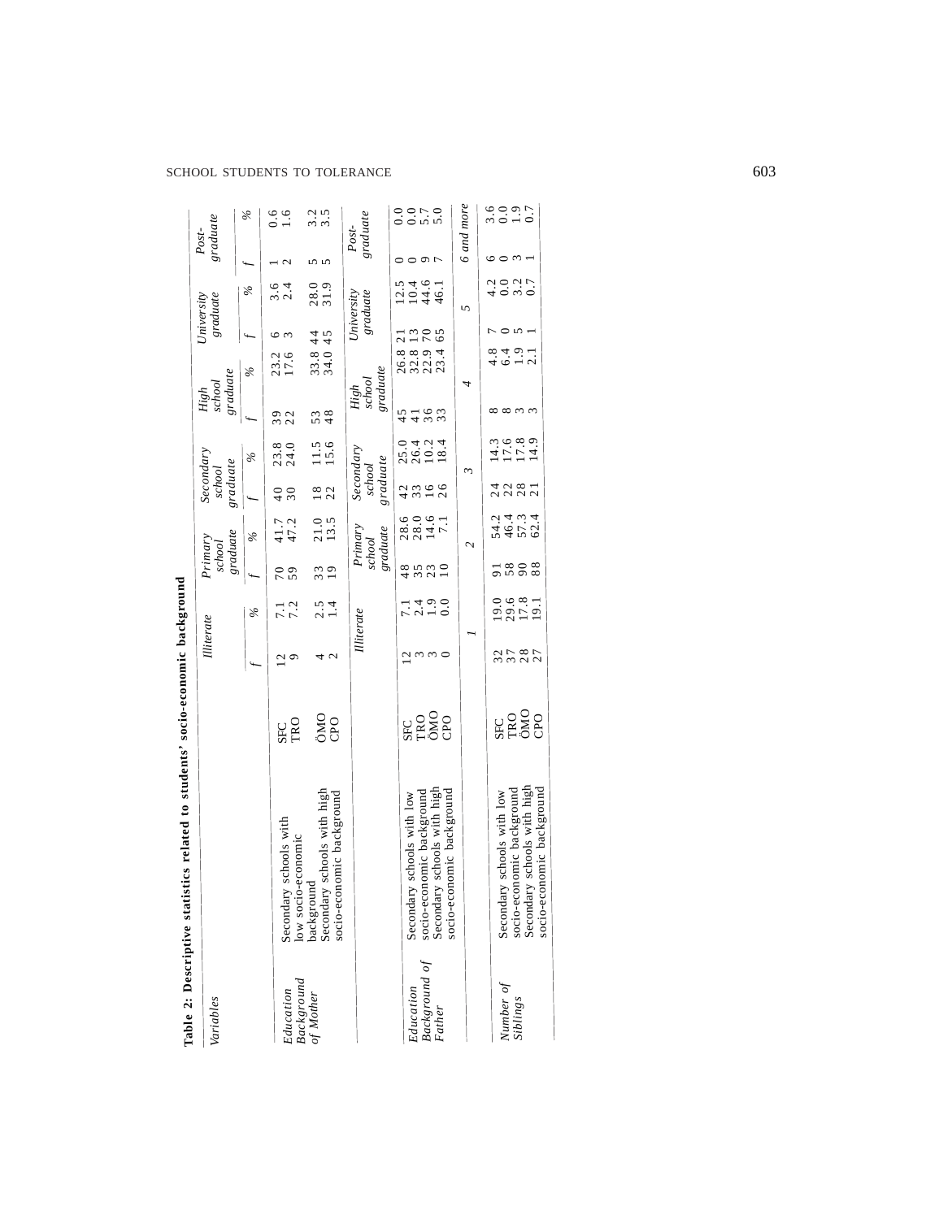**Table 2: Descriptive statistics related to students' socio-economic background**

| Variables | | | Illiterate | | Primary school graduate | | Secondary school graduate | | High school graduate | | University graduate | | Post-graduate | |
|---|---|---|---|---|---|---|---|---|---|---|---|---|---|---|
| | | | f | % | f | % | f | % | f | % | f | % | f | % |
| Education Background of Mother | Secondary schools with low socio-economic background | SFC | 12 | 7.1 | 70 | 41.7 | 40 | 23.8 | 39 | 23.2 | 6 | 3.6 | 1 | 0.6 |
| | | TRO | 9 | 7.2 | 59 | 47.2 | 30 | 24.0 | 22 | 17.6 | 3 | 2.4 | 2 | 1.6 |
| | Secondary schools with high socio-economic background | ÖMO | 4 | 2.5 | 33 | 21.0 | 18 | 11.5 | 53 | 33.8 | 44 | 28.0 | 5 | 3.2 |
| | | CPO | 2 | 1.4 | 19 | 13.5 | 22 | 15.6 | 48 | 34.0 | 45 | 31.9 | 5 | 3.5 |
| | | | Illiterate | | Primary school graduate | | Secondary school graduate | | High school graduate | | University graduate | | Post-graduate | |
| Education Background of Father | Secondary schools with low socio-economic background | SFC | 12 | 7.1 | 48 | 28.6 | 42 | 25.0 | 45 | 26.8 | 21 | 12.5 | 0 | 0.0 |
| | | TRO | 3 | 2.4 | 35 | 28.0 | 33 | 26.4 | 41 | 32.8 | 13 | 10.4 | 0 | 0.0 |
| | Secondary schools with high socio-economic background | ÖMO | 3 | 1.9 | 23 | 14.6 | 16 | 10.2 | 36 | 22.9 | 70 | 44.6 | 9 | 5.7 |
| | | CPO | 0 | 0.0 | 10 | 7.1 | 26 | 18.4 | 33 | 23.4 | 65 | 46.1 | 7 | 5.0 |
| | | | 1 | | 2 | | 3 | | 4 | | 5 | | 6 and more | |
| Number of Siblings | Secondary schools with low socio-economic background | SFC | 32 | 19.0 | 91 | 54.2 | 24 | 14.3 | 8 | 4.8 | 7 | 4.2 | 6 | 3.6 |
| | | TRO | 37 | 29.6 | 58 | 46.4 | 22 | 17.6 | 8 | 6.4 | 0 | 0.0 | 0 | 0.0 |
| | Secondary schools with high socio-economic background | ÖMO | 28 | 17.8 | 90 | 57.3 | 28 | 17.8 | 3 | 1.9 | 5 | 3.2 | 3 | 1.9 |
| | | CPO | 27 | 19.1 | 88 | 62.4 | 21 | 14.9 | 3 | 2.1 | 1 | 0.7 | 1 | 0.7 |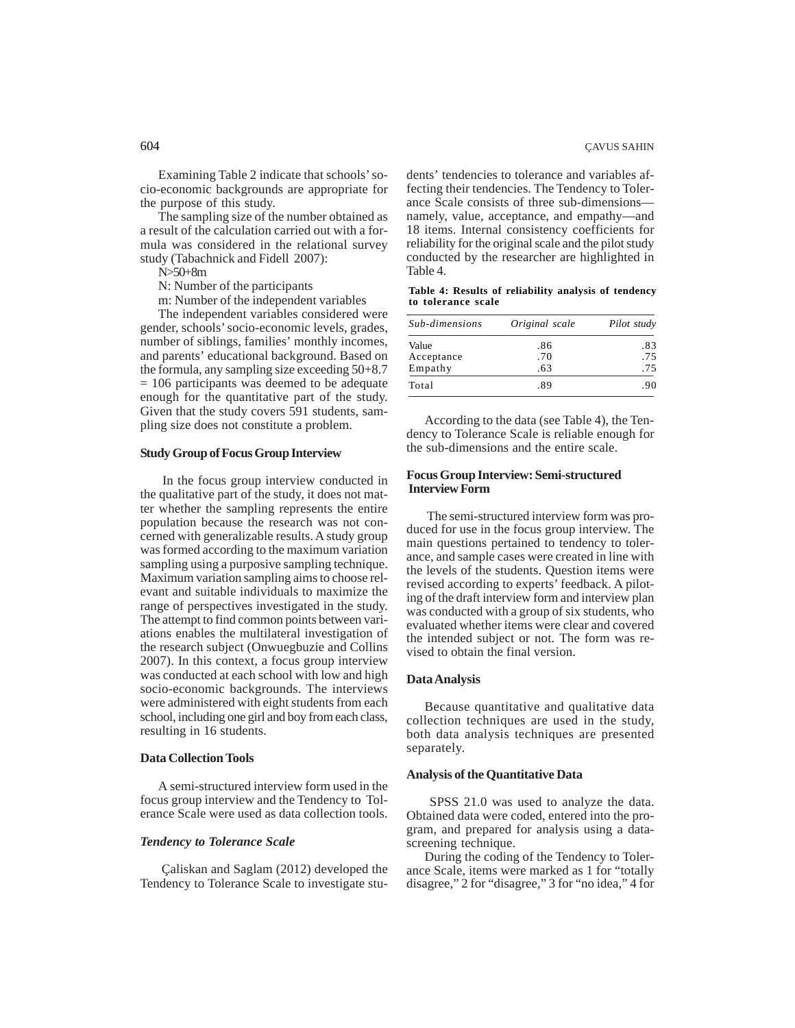Examining Table 2 indicate that schools' socio-economic backgrounds are appropriate for the purpose of this study.

The sampling size of the number obtained as a result of the calculation carried out with a formula was considered in the relational survey study (Tabachnick and Fidell 2007):

$N>50+8m$

N: Number of the participants

m: Number of the independent variables

The independent variables considered were gender, schools' socio-economic levels, grades, number of siblings, families' monthly incomes, and parents' educational background. Based on the formula, any sampling size exceeding $50+8.7 = 106$ participants was deemed to be adequate enough for the quantitative part of the study. Given that the study covers 591 students, sampling size does not constitute a problem.

### Study Group of Focus Group Interview

In the focus group interview conducted in the qualitative part of the study, it does not matter whether the sampling represents the entire population because the research was not concerned with generalizable results. A study group was formed according to the maximum variation sampling using a purposive sampling technique. Maximum variation sampling aims to choose relevant and suitable individuals to maximize the range of perspectives investigated in the study. The attempt to find common points between variations enables the multilateral investigation of the research subject (Onwuegbuzie and Collins 2007). In this context, a focus group interview was conducted at each school with low and high socio-economic backgrounds. The interviews were administered with eight students from each school, including one girl and boy from each class, resulting in 16 students.

### Data Collection Tools

A semi-structured interview form used in the focus group interview and the Tendency to Tolerance Scale were used as data collection tools.

#### *Tendency to Tolerance Scale*

Çaliskan and Saglam (2012) developed the Tendency to Tolerance Scale to investigate students' tendencies to tolerance and variables affecting their tendencies. The Tendency to Tolerance Scale consists of three sub-dimensions—namely, value, acceptance, and empathy—and 18 items. Internal consistency coefficients for reliability for the original scale and the pilot study conducted by the researcher are highlighted in Table 4.

**Table 4: Results of reliability analysis of tendency to tolerance scale**

| *Sub-dimensions* | *Original scale* | *Pilot study* |
|---|---|---|
| Value | .86 | .83 |
| Acceptance | .70 | .75 |
| Empathy | .63 | .75 |
| Total | .89 | .90 |

According to the data (see Table 4), the Tendency to Tolerance Scale is reliable enough for the sub-dimensions and the entire scale.

### Focus Group Interview: Semi-structured Interview Form

The semi-structured interview form was produced for use in the focus group interview. The main questions pertained to tendency to tolerance, and sample cases were created in line with the levels of the students. Question items were revised according to experts' feedback. A piloting of the draft interview form and interview plan was conducted with a group of six students, who evaluated whether items were clear and covered the intended subject or not. The form was revised to obtain the final version.

### Data Analysis

Because quantitative and qualitative data collection techniques are used in the study, both data analysis techniques are presented separately.

### Analysis of the Quantitative Data

SPSS 21.0 was used to analyze the data. Obtained data were coded, entered into the program, and prepared for analysis using a data-screening technique.

During the coding of the Tendency to Tolerance Scale, items were marked as 1 for "totally disagree," 2 for "disagree," 3 for "no idea," 4 for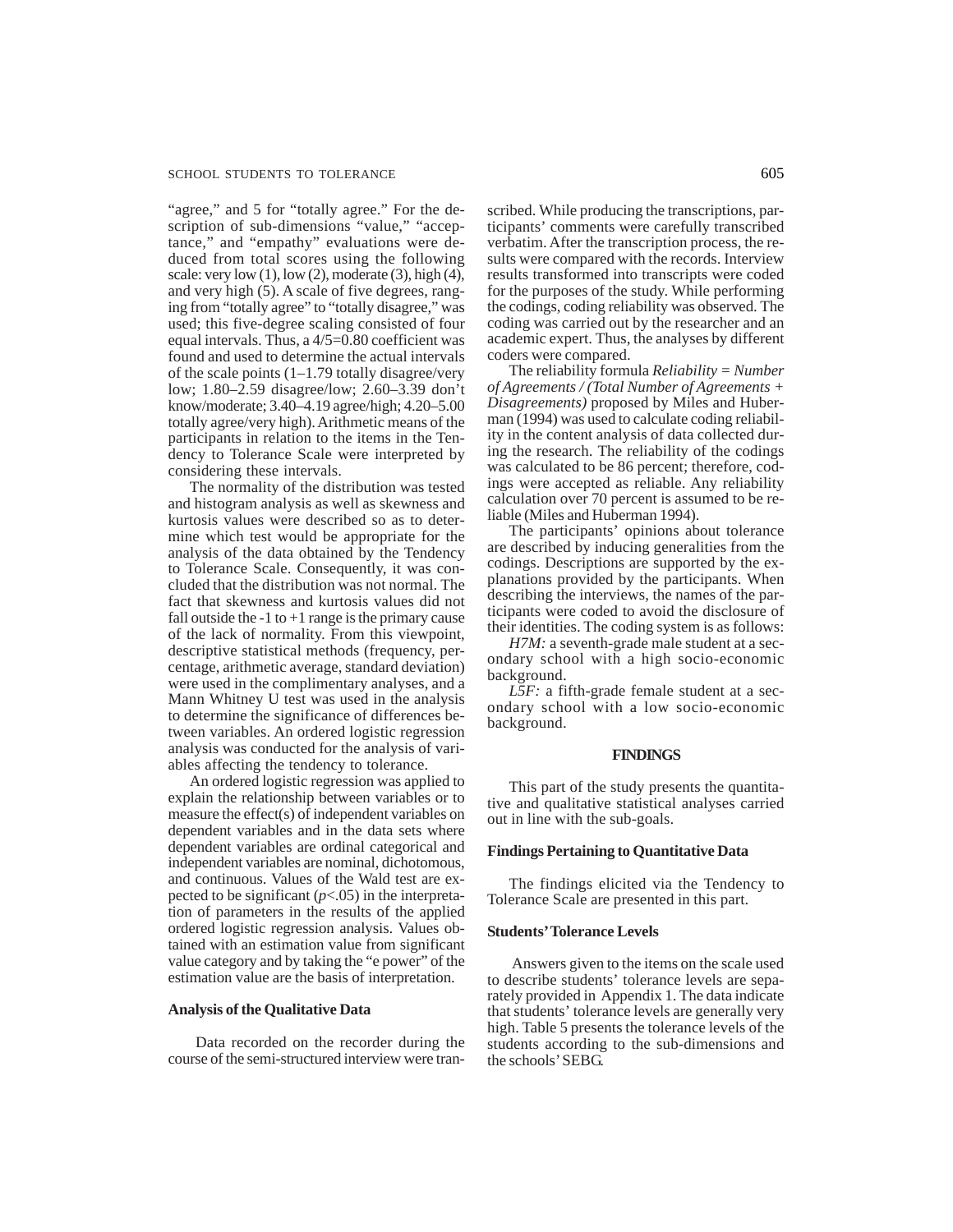"agree," and 5 for "totally agree." For the description of sub-dimensions "value," "acceptance," and "empathy" evaluations were deduced from total scores using the following scale: very low (1), low (2), moderate (3), high (4), and very high (5). A scale of five degrees, ranging from "totally agree" to "totally disagree," was used; this five-degree scaling consisted of four equal intervals. Thus, a 4/5=0.80 coefficient was found and used to determine the actual intervals of the scale points (1–1.79 totally disagree/very low; 1.80–2.59 disagree/low; 2.60–3.39 don't know/moderate; 3.40–4.19 agree/high; 4.20–5.00 totally agree/very high). Arithmetic means of the participants in relation to the items in the Tendency to Tolerance Scale were interpreted by considering these intervals.

The normality of the distribution was tested and histogram analysis as well as skewness and kurtosis values were described so as to determine which test would be appropriate for the analysis of the data obtained by the Tendency to Tolerance Scale. Consequently, it was concluded that the distribution was not normal. The fact that skewness and kurtosis values did not fall outside the -1 to +1 range is the primary cause of the lack of normality. From this viewpoint, descriptive statistical methods (frequency, percentage, arithmetic average, standard deviation) were used in the complimentary analyses, and a Mann Whitney U test was used in the analysis to determine the significance of differences between variables. An ordered logistic regression analysis was conducted for the analysis of variables affecting the tendency to tolerance.

An ordered logistic regression was applied to explain the relationship between variables or to measure the effect(s) of independent variables on dependent variables and in the data sets where dependent variables are ordinal categorical and independent variables are nominal, dichotomous, and continuous. Values of the Wald test are expected to be significant ($p<.05$) in the interpretation of parameters in the results of the applied ordered logistic regression analysis. Values obtained with an estimation value from significant value category and by taking the "e power" of the estimation value are the basis of interpretation.

**Analysis of the Qualitative Data**

Data recorded on the recorder during the course of the semi-structured interview were transcribed. While producing the transcriptions, participants' comments were carefully transcribed verbatim. After the transcription process, the results were compared with the records. Interview results transformed into transcripts were coded for the purposes of the study. While performing the codings, coding reliability was observed. The coding was carried out by the researcher and an academic expert. Thus, the analyses by different coders were compared.

The reliability formula *Reliability = Number of Agreements / (Total Number of Agreements + Disagreements)* proposed by Miles and Huberman (1994) was used to calculate coding reliability in the content analysis of data collected during the research. The reliability of the codings was calculated to be 86 percent; therefore, codings were accepted as reliable. Any reliability calculation over 70 percent is assumed to be reliable (Miles and Huberman 1994).

The participants' opinions about tolerance are described by inducing generalities from the codings. Descriptions are supported by the explanations provided by the participants. When describing the interviews, the names of the participants were coded to avoid the disclosure of their identities. The coding system is as follows:

*H7M:* a seventh-grade male student at a secondary school with a high socio-economic background.

*L5F:* a fifth-grade female student at a secondary school with a low socio-economic background.

## FINDINGS

This part of the study presents the quantitative and qualitative statistical analyses carried out in line with the sub-goals.

**Findings Pertaining to Quantitative Data**

The findings elicited via the Tendency to Tolerance Scale are presented in this part.

**Students' Tolerance Levels**

Answers given to the items on the scale used to describe students' tolerance levels are separately provided in Appendix 1. The data indicate that students' tolerance levels are generally very high. Table 5 presents the tolerance levels of the students according to the sub-dimensions and the schools' SEBG.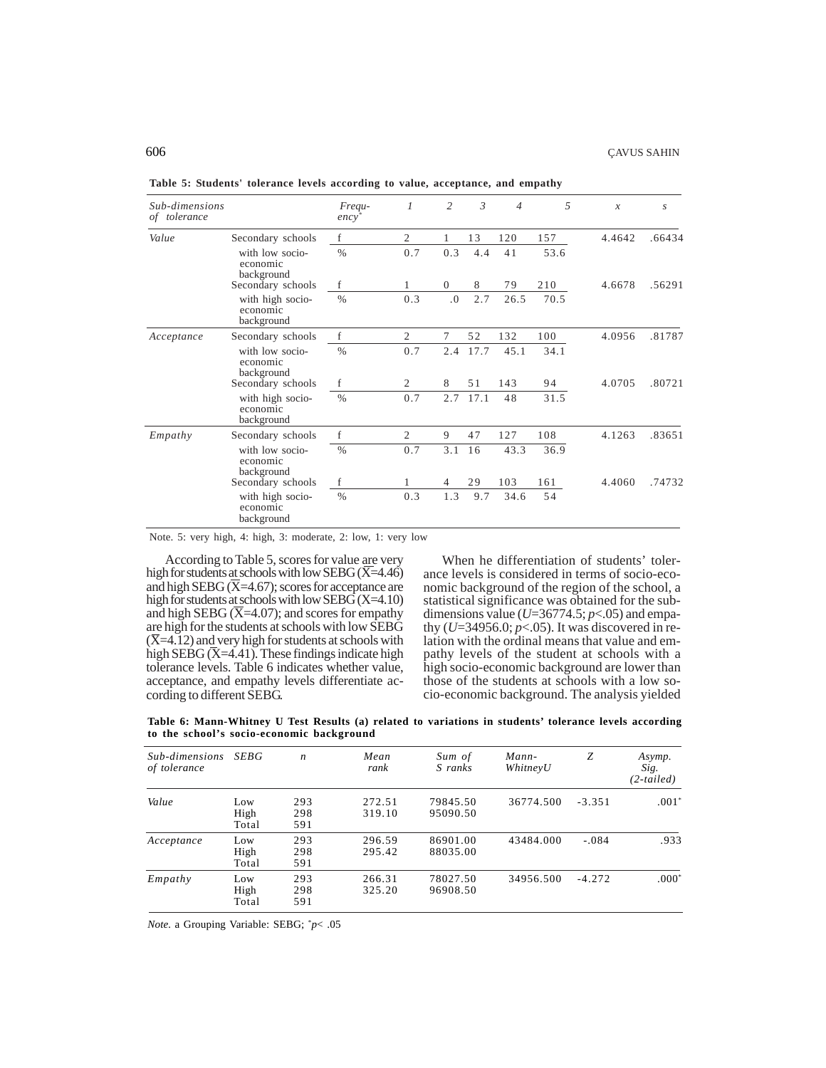**Table 5: Students' tolerance levels according to value, acceptance, and empathy**

| Sub-dimensions of tolerance | | Frequency* | 1 | 2 | 3 | 4 | 5 | x | s |
|---|---|---|---|---|---|---|---|---|---|
| *Value* | Secondary schools with low socio-economic background | f | 2 | 1 | 13 | 120 | 157 | 4.4642 | .66434 |
| | | % | 0.7 | 0.3 | 4.4 | 41 | 53.6 | | |
| | Secondary schools with high socio-economic background | f | 1 | 0 | 8 | 79 | 210 | 4.6678 | .56291 |
| | | % | 0.3 | .0 | 2.7 | 26.5 | 70.5 | | |
| *Acceptance* | Secondary schools with low socio-economic background | f | 2 | 7 | 52 | 132 | 100 | 4.0956 | .81787 |
| | | % | 0.7 | 2.4 | 17.7 | 45.1 | 34.1 | | |
| | Secondary schools with high socio-economic background | f | 2 | 8 | 51 | 143 | 94 | 4.0705 | .80721 |
| | | % | 0.7 | 2.7 | 17.1 | 48 | 31.5 | | |
| *Empathy* | Secondary schools with low socio-economic background | f | 2 | 9 | 47 | 127 | 108 | 4.1263 | .83651 |
| | | % | 0.7 | 3.1 | 16 | 43.3 | 36.9 | | |
| | Secondary schools with high socio-economic background | f | 1 | 4 | 29 | 103 | 161 | 4.4060 | .74732 |
| | | % | 0.3 | 1.3 | 9.7 | 34.6 | 54 | | |

Note. 5: very high, 4: high, 3: moderate, 2: low, 1: very low

According to Table 5, scores for value are very high for students at schools with low SEBG ($\overline{X}$=4.46) and high SEBG ($\overline{X}$=4.67); scores for acceptance are high for students at schools with low SEBG (X=4.10) and high SEBG ($\overline{X}$=4.07); and scores for empathy are high for the students at schools with low SEBG ($\overline{X}$=4.12) and very high for students at schools with high SEBG ($\overline{X}$=4.41). These findings indicate high tolerance levels. Table 6 indicates whether value, acceptance, and empathy levels differentiate according to different SEBG.

When he differentiation of students' tolerance levels is considered in terms of socio-economic background of the region of the school, a statistical significance was obtained for the sub-dimensions value ($U$=36774.5; $p$<.05) and empathy ($U$=34956.0; $p$<.05). It was discovered in relation with the ordinal means that value and empathy levels of the student at schools with a high socio-economic background are lower than those of the students at schools with a low socio-economic background. The analysis yielded

**Table 6: Mann-Whitney U Test Results (a) related to variations in students' tolerance levels according to the school's socio-economic background**

| Sub-dimensions of tolerance | SEBG | n | Mean rank | Sum of S ranks | Mann-WhitneyU | Z | Asymp. Sig. (2-tailed) |
|---|---|---|---|---|---|---|---|
| *Value* | Low | 293 | 272.51 | 79845.50 | 36774.500 | -3.351 | .001* |
| | High | 298 | 319.10 | 95090.50 | | | |
| | Total | 591 | | | | | |
| *Acceptance* | Low | 293 | 296.59 | 86901.00 | 43484.000 | -.084 | .933 |
| | High | 298 | 295.42 | 88035.00 | | | |
| | Total | 591 | | | | | |
| *Empathy* | Low | 293 | 266.31 | 78027.50 | 34956.500 | -4.272 | .000* |
| | High | 298 | 325.20 | 96908.50 | | | |
| | Total | 591 | | | | | |

*Note.* a Grouping Variable: SEBG; *$p$< .05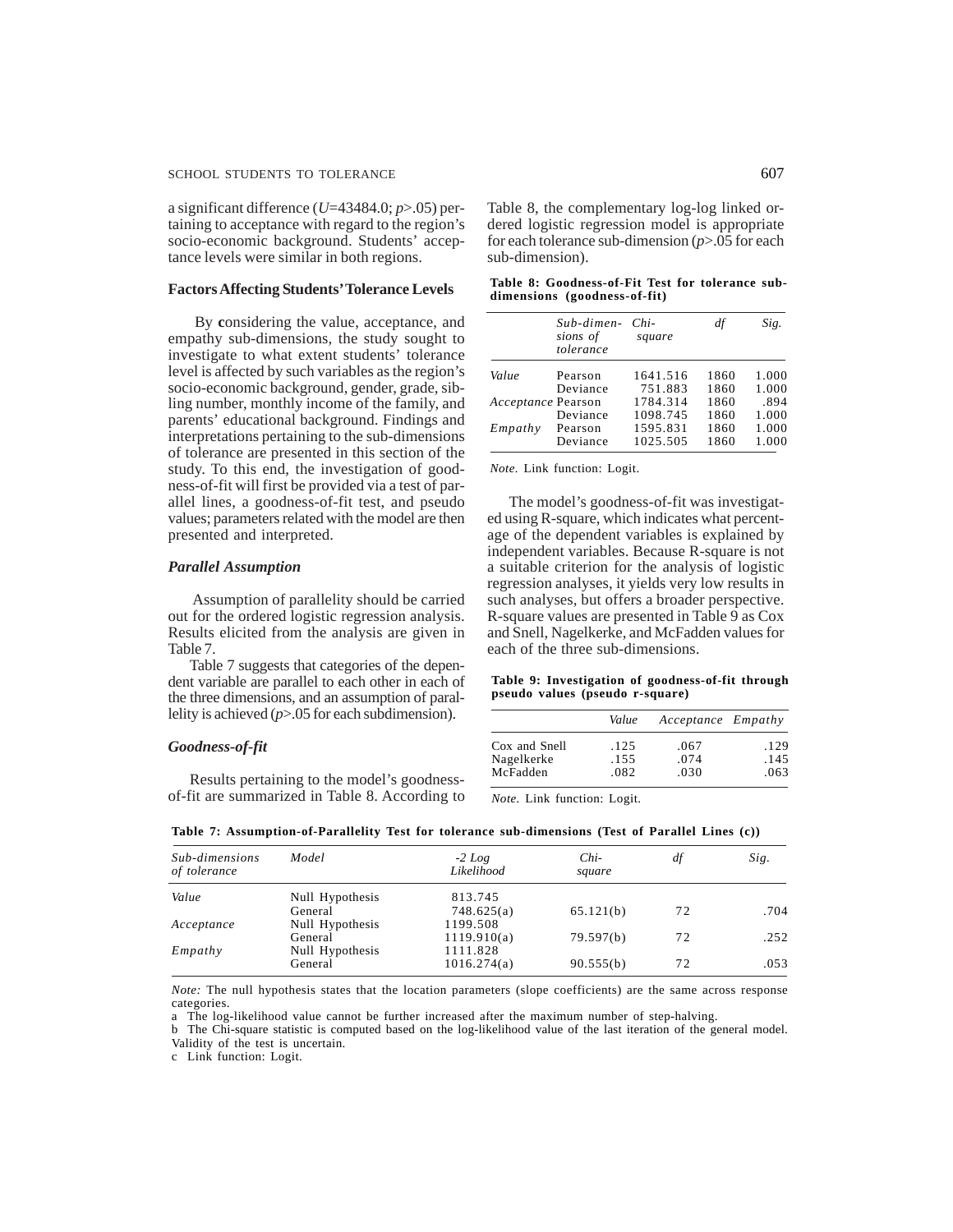a significant difference ($U$=43484.0; $p$>.05) pertaining to acceptance with regard to the region's socio-economic background. Students' acceptance levels were similar in both regions.

#### Factors Affecting Students' Tolerance Levels

By **c**onsidering the value, acceptance, and empathy sub-dimensions, the study sought to investigate to what extent students' tolerance level is affected by such variables as the region's socio-economic background, gender, grade, sibling number, monthly income of the family, and parents' educational background. Findings and interpretations pertaining to the sub-dimensions of tolerance are presented in this section of the study. To this end, the investigation of goodness-of-fit will first be provided via a test of parallel lines, a goodness-of-fit test, and pseudo values; parameters related with the model are then presented and interpreted.

##### *Parallel Assumption*

Assumption of parallelity should be carried out for the ordered logistic regression analysis. Results elicited from the analysis are given in Table 7.

Table 7 suggests that categories of the dependent variable are parallel to each other in each of the three dimensions, and an assumption of parallelity is achieved ($p$>.05 for each subdimension).

**Table 7: Assumption-of-Parallelity Test for tolerance sub-dimensions (Test of Parallel Lines (c))**

| *Sub-dimensions of tolerance* | *Model* | *-2 Log Likelihood* | *Chi-square* | *df* | *Sig.* |
|---|---|---|---|---|---|
| *Value* | Null Hypothesis | 813.745 | | | |
| | General | 748.625(a) | 65.121(b) | 72 | .704 |
| *Acceptance* | Null Hypothesis | 1199.508 | | | |
| | General | 1119.910(a) | 79.597(b) | 72 | .252 |
| *Empathy* | Null Hypothesis | 1111.828 | | | |
| | General | 1016.274(a) | 90.555(b) | 72 | .053 |

*Note:* The null hypothesis states that the location parameters (slope coefficients) are the same across response categories.

a The log-likelihood value cannot be further increased after the maximum number of step-halving.

b The Chi-square statistic is computed based on the log-likelihood value of the last iteration of the general model. Validity of the test is uncertain.

c Link function: Logit.

##### *Goodness-of-fit*

Results pertaining to the model's goodness-of-fit are summarized in Table 8. According to Table 8, the complementary log-log linked ordered logistic regression model is appropriate for each tolerance sub-dimension ($p$>.05 for each sub-dimension).

**Table 8: Goodness-of-Fit Test for tolerance sub-dimensions (goodness-of-fit)**

| | *Sub-dimensions of tolerance* | *Chi-square* | *df* | *Sig.* |
|---|---|---|---|---|
| *Value* | Pearson | 1641.516 | 1860 | 1.000 |
| | Deviance | 751.883 | 1860 | 1.000 |
| *Acceptance* | Pearson | 1784.314 | 1860 | .894 |
| | Deviance | 1098.745 | 1860 | 1.000 |
| *Empathy* | Pearson | 1595.831 | 1860 | 1.000 |
| | Deviance | 1025.505 | 1860 | 1.000 |

*Note.* Link function: Logit.

The model's goodness-of-fit was investigated using R-square, which indicates what percentage of the dependent variables is explained by independent variables. Because R-square is not a suitable criterion for the analysis of logistic regression analyses, it yields very low results in such analyses, but offers a broader perspective. R-square values are presented in Table 9 as Cox and Snell, Nagelkerke, and McFadden values for each of the three sub-dimensions.

**Table 9: Investigation of goodness-of-fit through pseudo values (pseudo r-square)**

| | *Value* | *Acceptance* | *Empathy* |
|---|---|---|---|
| Cox and Snell | .125 | .067 | .129 |
| Nagelkerke | .155 | .074 | .145 |
| McFadden | .082 | .030 | .063 |

*Note.* Link function: Logit.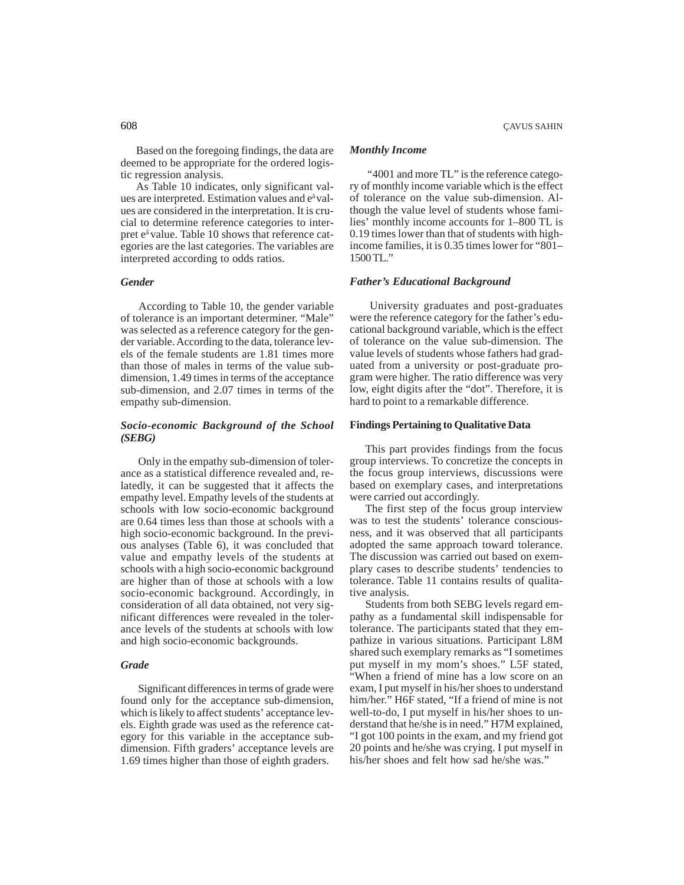Based on the foregoing findings, the data are deemed to be appropriate for the ordered logistic regression analysis.

As Table 10 indicates, only significant values are interpreted. Estimation values and $e^{â}$ values are considered in the interpretation. It is crucial to determine reference categories to interpret $e^{â}$ value. Table 10 shows that reference categories are the last categories. The variables are interpreted according to odds ratios.

### *Gender*

According to Table 10, the gender variable of tolerance is an important determiner. "Male" was selected as a reference category for the gender variable. According to the data, tolerance levels of the female students are 1.81 times more than those of males in terms of the value sub-dimension, 1.49 times in terms of the acceptance sub-dimension, and 2.07 times in terms of the empathy sub-dimension.

### *Socio-economic Background of the School (SEBG)*

Only in the empathy sub-dimension of tolerance as a statistical difference revealed and, relatedly, it can be suggested that it affects the empathy level. Empathy levels of the students at schools with low socio-economic background are 0.64 times less than those at schools with a high socio-economic background. In the previous analyses (Table 6), it was concluded that value and empathy levels of the students at schools with a high socio-economic background are higher than of those at schools with a low socio-economic background. Accordingly, in consideration of all data obtained, not very significant differences were revealed in the tolerance levels of the students at schools with low and high socio-economic backgrounds.

### *Grade*

Significant differences in terms of grade were found only for the acceptance sub-dimension, which is likely to affect students' acceptance levels. Eighth grade was used as the reference category for this variable in the acceptance sub-dimension. Fifth graders' acceptance levels are 1.69 times higher than those of eighth graders.

### *Monthly Income*

"4001 and more TL" is the reference category of monthly income variable which is the effect of tolerance on the value sub-dimension. Although the value level of students whose families' monthly income accounts for 1–800 TL is 0.19 times lower than that of students with high-income families, it is 0.35 times lower for "801–1500 TL."

### *Father's Educational Background*

University graduates and post-graduates were the reference category for the father's educational background variable, which is the effect of tolerance on the value sub-dimension. The value levels of students whose fathers had graduated from a university or post-graduate program were higher. The ratio difference was very low, eight digits after the "dot". Therefore, it is hard to point to a remarkable difference.

## **Findings Pertaining to Qualitative Data**

This part provides findings from the focus group interviews. To concretize the concepts in the focus group interviews, discussions were based on exemplary cases, and interpretations were carried out accordingly.

The first step of the focus group interview was to test the students' tolerance consciousness, and it was observed that all participants adopted the same approach toward tolerance. The discussion was carried out based on exemplary cases to describe students' tendencies to tolerance. Table 11 contains results of qualitative analysis.

Students from both SEBG levels regard empathy as a fundamental skill indispensable for tolerance. The participants stated that they empathize in various situations. Participant L8M shared such exemplary remarks as "I sometimes put myself in my mom's shoes." L5F stated, "When a friend of mine has a low score on an exam, I put myself in his/her shoes to understand him/her." H6F stated, "If a friend of mine is not well-to-do, I put myself in his/her shoes to understand that he/she is in need." H7M explained, "I got 100 points in the exam, and my friend got 20 points and he/she was crying. I put myself in his/her shoes and felt how sad he/she was."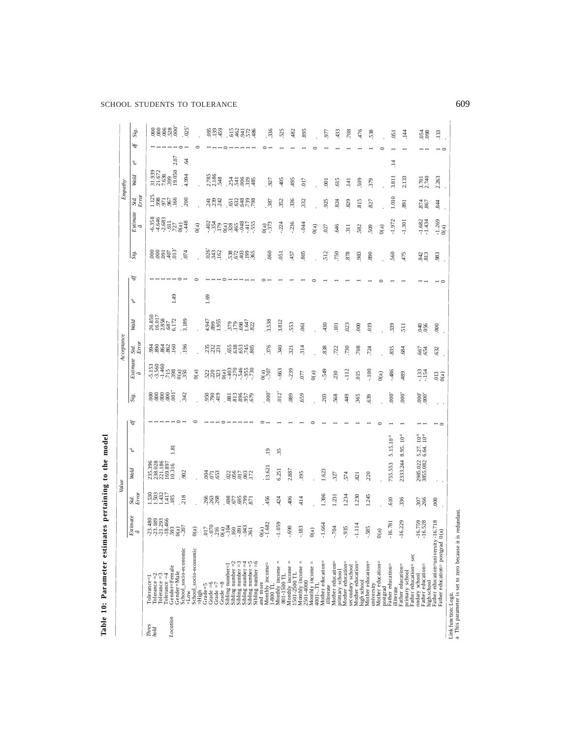**Table 10: Parameter estimates pertaining to the model**

| | | Value | | | | | | Acceptance | | | | | | Empathy | | | | | |
|---|---|---|---|---|---|---|---|---|---|---|---|---|---|---|---|---|---|---|---|
| | | Estimate $\hat{a}$ | Std. Error | Wald | $e^{\hat{a}}$ | df | Sig. | Estimate $\hat{a}$ | Std. Error | Wald | $e^{\hat{a}}$ | df | Sig. | Estimate $\hat{a}$ | Std. Error | Wald | $e^{\hat{a}}$ | df | Sig. |
| Threshold | Tolerance=1 | -23.480 | 1.530 | 235.396 | | 1 | .000 | -5.153 | .994 | 26.850 | | 1 | .000 | -6.358 | 1.125 | 31.939 | | 1 | .000 |
| | Tolerance =2 | -23.189 | 1.503 | 238.028 | | 1 | .000 | -3.560 | .890 | 16.017 | | 1 | .000 | -4.646 | .998 | 21.672 | | 1 | .000 |
| | Tolerance =3 | -21.293 | 1.432 | 221.186 | | 1 | .000 | -1.460 | .864 | 2.858 | | 1 | .091 | -2.683 | .971 | 7.636 | | 1 | .006 |
| | Tolerance =4 | -18.466 | 1.417 | 169.897 | | 1 | .000 | .715 | .862 | .687 | | 1 | .407 | -.611 | .967 | .399 | | 1 | .528 |
| Location | Gender=Female | .593 | .185 | 10.316 | 1.81 | 1 | .001* | .398 | .160 | 6.172 | 1.49 | 1 | .013* | .727 | .166 | 19.050 | 2.07 | 1 | .000* |
| | Gender=Male | 0(a) | . | . | | 0 | . | 0(a) | . | . | | 0 | . | 0(a) | . | . | | 0 | . |
| | School_socio-economic =Low | -.207 | .218 | .902 | | 1 | .342 | .350 | .196 | 3.189 | | 1 | .074 | -.448 | .200 | 4.994 | .64 | 1 | .025* |
| | School_socio-economic =High | 0(a) | . | . | | 0 | . | 0(a) | . | . | | 0 | . | 0(a) | . | . | | 0 | . |
| | Grade=5 | .017 | .266 | .004 | | 1 | .950 | .522 | .235 | 4.947 | 1.69 | 1 | .026* | -.402 | .241 | 2.785 | | 1 | .095 |
| | Grade =6 | -.070 | .263 | .071 | | 1 | .790 | .220 | .232 | .899 | | 1 | .343 | -.354 | .239 | 2.186 | | 1 | .139 |
| | Grade =7 | .216 | .268 | .653 | | 1 | .419 | .323 | .231 | 1.955 | | 1 | .162 | .179 | .242 | .548 | | 1 | .459 |
| | Grade =8 | 0(a) | . | . | | 0 | . | 0(a) | . | . | | 0 | . | 0(a) | . | . | | 0 | . |
| | Sibling number=1 | -.104 | .698 | .022 | | 1 | .881 | -.403 | .655 | .379 | | 1 | .538 | .328 | .651 | .254 | | 1 | .615 |
| | Sibling number =2 | .160 | .677 | .056 | | 1 | .813 | -.270 | .638 | .179 | | 1 | .672 | .465 | .632 | .541 | | 1 | .462 |
| | Sibling number =3 | -.091 | .695 | .017 | | 1 | .896 | -.546 | .653 | .698 | | 1 | .403 | -.048 | .648 | .006 | | 1 | .941 |
| | Sibling number =4 | -.043 | .799 | .003 | | 1 | .957 | -.955 | .745 | 1.647 | | 1 | .199 | -.417 | .739 | .319 | | 1 | .572 |
| | Sibling number =5 | .361 | .871 | .172 | | 1 | .679 | -.730 | .805 | .822 | | 1 | .365 | -.555 | .798 | .485 | | 1 | .486 |
| | Sibling number =6 and more | 0(a) | . | . | | 0 | . | 0(a) | . | . | | 0 | . | 0(a) | . | . | | 0 | . |
| | Monthly income= 1-800 TL | -1.682 | .456 | 13.621 | .19 | 1 | .000* | -.707 | .376 | 3.538 | | 1 | .060 | -.373 | .387 | .927 | | 1 | .336 |
| | Monthly income = 801-1500 TL | -1.059 | .424 | 6.251 | .35 | 1 | .012* | -.663 | .340 | 3.812 | | 1 | .051 | -.224 | .352 | .405 | | 1 | .525 |
| | Monthly income = 1501-2500 TL | -.690 | .406 | 2.887 | | 1 | .089 | -.239 | .321 | .553 | | 1 | .457 | -.236 | .336 | .495 | | 1 | .482 |
| | Monthly income = 2501-4000 | -.183 | .414 | .195 | | 1 | .659 | .077 | .314 | .061 | | 1 | .805 | -.044 | .332 | .017 | | 1 | .895 |
| | Monthly income = 4001-.. TL | 0(a) | . | . | | 0 | . | 0(a) | . | . | | 0 | . | 0(a) | . | . | | 0 | . |
| | Mother education= illiterate | -1.664 | 1.306 | 1.623 | | 1 | .203 | -.549 | .838 | .430 | | 1 | .512 | .027 | .925 | .001 | | 1 | .977 |
| | Mother education= primary school | -.704 | 1.231 | .327 | | 1 | .568 | .230 | .722 | .101 | | 1 | .750 | .646 | .824 | .615 | | 1 | .433 |
| | Mother education= secondary school | -.935 | 1.234 | .574 | | 1 | .449 | -.112 | .730 | .023 | | 1 | .878 | .311 | .829 | .141 | | 1 | .708 |
| | Mother education= high school | -1.114 | 1.230 | .821 | | 1 | .365 | .015 | .708 | .000 | | 1 | .983 | .582 | .815 | .509 | | 1 | .476 |
| | Mother education= university | -.585 | 1.245 | .220 | | 1 | .639 | -.100 | .724 | .019 | | 1 | .890 | .509 | .827 | .379 | | 1 | .538 |
| | Mother education= postgrad | 0(a) | . | . | | 0 | . | 0(a) | . | . | | 0 | . | 0(a) | . | . | | 0 | . |
| | Father education= illiterate | -16.781 | .610 | 755.553 | $5.15.10^{-8}$ | 1 | .000* | -.486 | .835 | .339 | | 1 | .560 | -1.972 | 1.010 | 3.811 | .14 | 1 | .051 |
| | Father education= primary school | -16.229 | .336 | 2333.244 | $8.95.10^{-8}$ | 1 | .000* | .489 | .684 | .511 | | 1 | .475 | -1.301 | .891 | 2.133 | | 1 | .144 |
| | Father education= secondary school | -16.759 | .307 | 2985.022 | $5.27.10^{-8}$ | 1 | .000* | -.133 | .667 | .040 | | 1 | .842 | -1.682 | .874 | 3.701 | | 1 | .054 |
| | Father education= high school | -16.528 | .266 | 3855.082 | $6.64.10^{-8}$ | 1 | .000* | -.154 | .654 | .056 | | 1 | .813 | -1.434 | .867 | 2.740 | | 1 | .098 |
| | Father education=university | -16.718 | .000 | . | | 1 | . | .013 | .632 | .000 | | 1 | .983 | -1.269 | .844 | 2.263 | | 1 | .133 |
| | Father education= postgrad | 0(a) | . | . | | 0 | . | 0(a) | . | . | | 0 | . | 0(a) | . | . | | 0 | . |

Link function: Logit.
a This parameter is set to zero because it is redundant.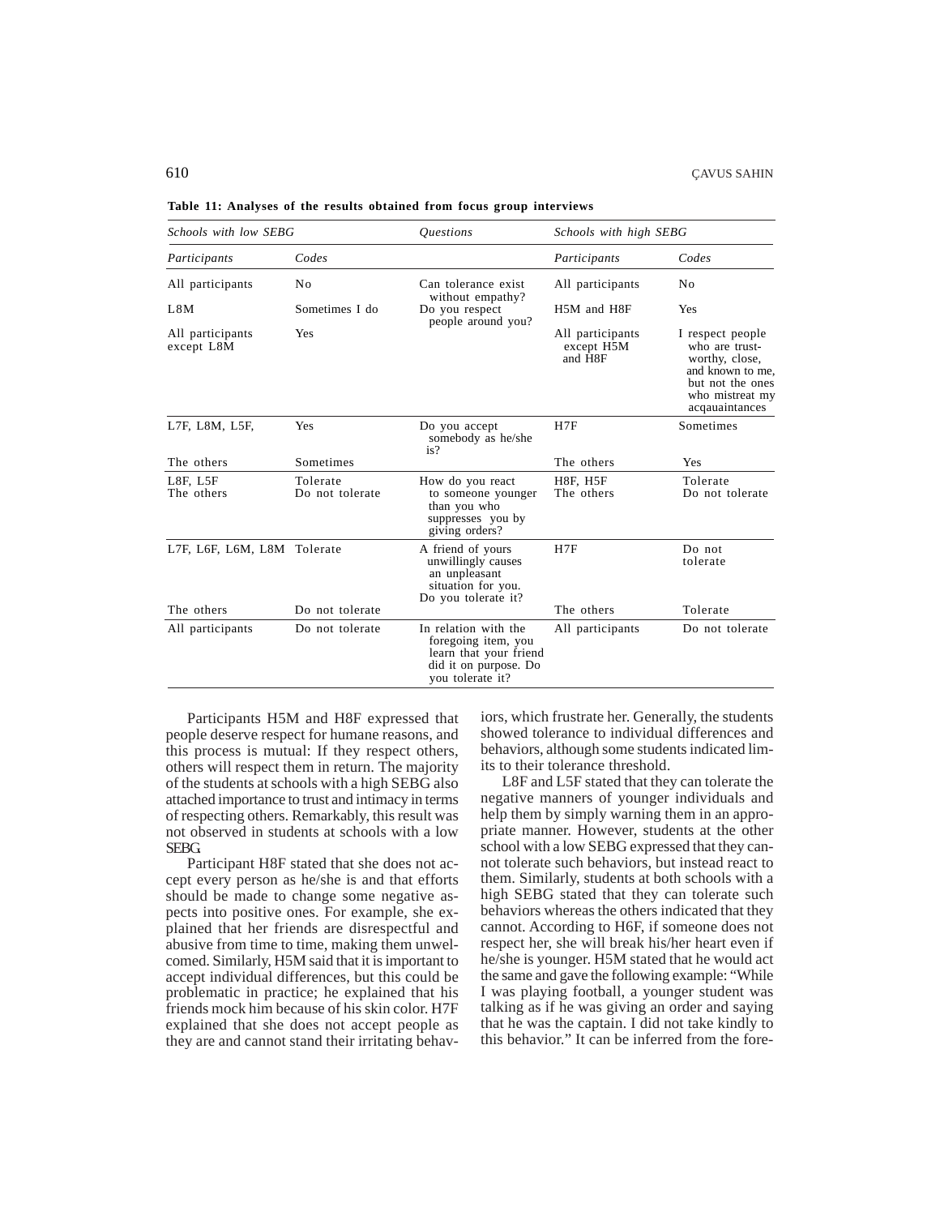**Table 11: Analyses of the results obtained from focus group interviews**

| *Schools with low SEBG* | | *Questions* | *Schools with high SEBG* | |
|---|---|---|---|---|
| *Participants* | *Codes* | | *Participants* | *Codes* |
| All participants | No | Can tolerance exist without empathy? | All participants | No |
| L8M | Sometimes I do | Do you respect people around you? | H5M and H8F | Yes |
| All participants except L8M | Yes | | All participants except H5M and H8F | I respect people who are trust-worthy, close, and known to me, but not the ones who mistreat my acqauaintances |
| L7F, L8M, L5F, | Yes | Do you accept somebody as he/she is? | H7F | Sometimes |
| The others | Sometimes | | The others | Yes |
| L8F, L5F<br>The others | Tolerate<br>Do not tolerate | How do you react to someone younger than you who suppresses you by giving orders? | H8F, H5F<br>The others | Tolerate<br>Do not tolerate |
| L7F, L6F, L6M, L8M | Tolerate | A friend of yours unwillingly causes an unpleasant situation for you. Do you tolerate it? | H7F | Do not tolerate |
| The others | Do not tolerate | | The others | Tolerate |
| All participants | Do not tolerate | In relation with the foregoing item, you learn that your friend did it on purpose. Do you tolerate it? | All participants | Do not tolerate |

Participants H5M and H8F expressed that people deserve respect for humane reasons, and this process is mutual: If they respect others, others will respect them in return. The majority of the students at schools with a high SEBG also attached importance to trust and intimacy in terms of respecting others. Remarkably, this result was not observed in students at schools with a low SEBG.

Participant H8F stated that she does not accept every person as he/she is and that efforts should be made to change some negative aspects into positive ones. For example, she explained that her friends are disrespectful and abusive from time to time, making them unwelcomed. Similarly, H5M said that it is important to accept individual differences, but this could be problematic in practice; he explained that his friends mock him because of his skin color. H7F explained that she does not accept people as they are and cannot stand their irritating behaviors, which frustrate her. Generally, the students showed tolerance to individual differences and behaviors, although some students indicated limits to their tolerance threshold.

L8F and L5F stated that they can tolerate the negative manners of younger individuals and help them by simply warning them in an appropriate manner. However, students at the other school with a low SEBG expressed that they cannot tolerate such behaviors, but instead react to them. Similarly, students at both schools with a high SEBG stated that they can tolerate such behaviors whereas the others indicated that they cannot. According to H6F, if someone does not respect her, she will break his/her heart even if he/she is younger. H5M stated that he would act the same and gave the following example: "While I was playing football, a younger student was talking as if he was giving an order and saying that he was the captain. I did not take kindly to this behavior." It can be inferred from the fore-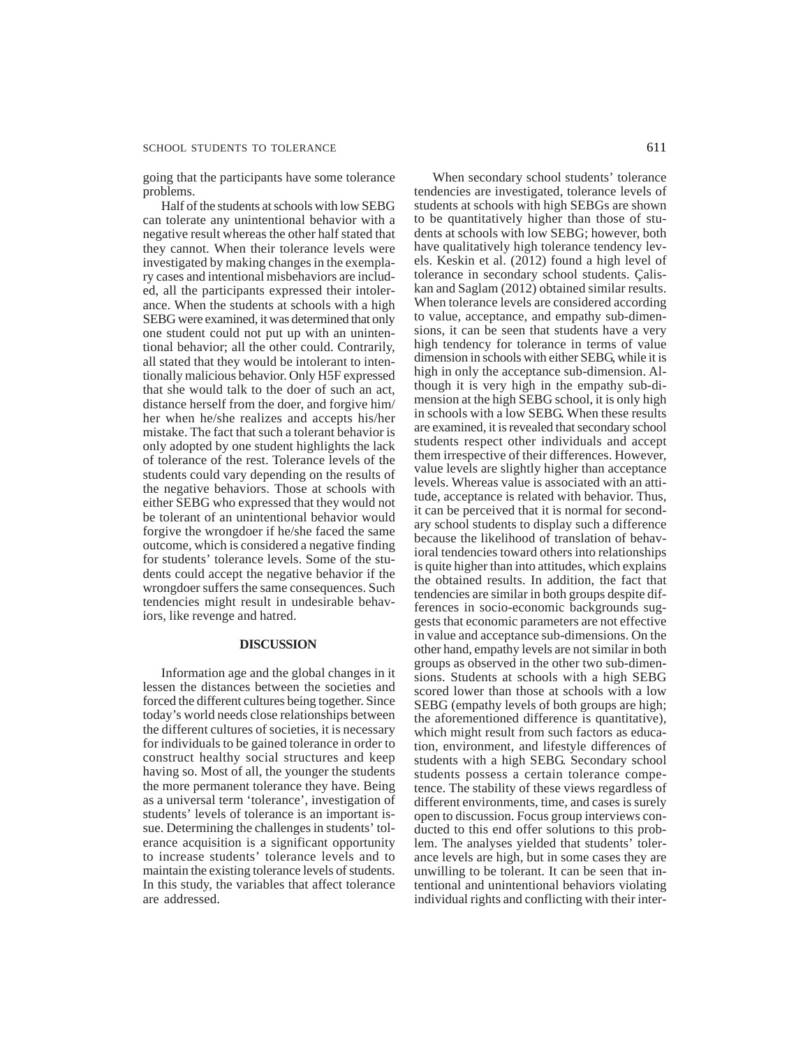going that the participants have some tolerance problems.

Half of the students at schools with low SEBG can tolerate any unintentional behavior with a negative result whereas the other half stated that they cannot. When their tolerance levels were investigated by making changes in the exemplary cases and intentional misbehaviors are included, all the participants expressed their intolerance. When the students at schools with a high SEBG were examined, it was determined that only one student could not put up with an unintentional behavior; all the other could. Contrarily, all stated that they would be intolerant to intentionally malicious behavior. Only H5F expressed that she would talk to the doer of such an act, distance herself from the doer, and forgive him/her when he/she realizes and accepts his/her mistake. The fact that such a tolerant behavior is only adopted by one student highlights the lack of tolerance of the rest. Tolerance levels of the students could vary depending on the results of the negative behaviors. Those at schools with either SEBG who expressed that they would not be tolerant of an unintentional behavior would forgive the wrongdoer if he/she faced the same outcome, which is considered a negative finding for students' tolerance levels. Some of the students could accept the negative behavior if the wrongdoer suffers the same consequences. Such tendencies might result in undesirable behaviors, like revenge and hatred.

## DISCUSSION

Information age and the global changes in it lessen the distances between the societies and forced the different cultures being together. Since today's world needs close relationships between the different cultures of societies, it is necessary for individuals to be gained tolerance in order to construct healthy social structures and keep having so. Most of all, the younger the students the more permanent tolerance they have. Being as a universal term 'tolerance', investigation of students' levels of tolerance is an important issue. Determining the challenges in students' tolerance acquisition is a significant opportunity to increase students' tolerance levels and to maintain the existing tolerance levels of students. In this study, the variables that affect tolerance are addressed.

When secondary school students' tolerance tendencies are investigated, tolerance levels of students at schools with high SEBGs are shown to be quantitatively higher than those of students at schools with low SEBG; however, both have qualitatively high tolerance tendency levels. Keskin et al. (2012) found a high level of tolerance in secondary school students. Çaliskan and Saglam (2012) obtained similar results. When tolerance levels are considered according to value, acceptance, and empathy sub-dimensions, it can be seen that students have a very high tendency for tolerance in terms of value dimension in schools with either SEBG, while it is high in only the acceptance sub-dimension. Although it is very high in the empathy sub-dimension at the high SEBG school, it is only high in schools with a low SEBG. When these results are examined, it is revealed that secondary school students respect other individuals and accept them irrespective of their differences. However, value levels are slightly higher than acceptance levels. Whereas value is associated with an attitude, acceptance is related with behavior. Thus, it can be perceived that it is normal for secondary school students to display such a difference because the likelihood of translation of behavioral tendencies toward others into relationships is quite higher than into attitudes, which explains the obtained results. In addition, the fact that tendencies are similar in both groups despite differences in socio-economic backgrounds suggests that economic parameters are not effective in value and acceptance sub-dimensions. On the other hand, empathy levels are not similar in both groups as observed in the other two sub-dimensions. Students at schools with a high SEBG scored lower than those at schools with a low SEBG (empathy levels of both groups are high; the aforementioned difference is quantitative), which might result from such factors as education, environment, and lifestyle differences of students with a high SEBG. Secondary school students possess a certain tolerance competence. The stability of these views regardless of different environments, time, and cases is surely open to discussion. Focus group interviews conducted to this end offer solutions to this problem. The analyses yielded that students' tolerance levels are high, but in some cases they are unwilling to be tolerant. It can be seen that intentional and unintentional behaviors violating individual rights and conflicting with their inter-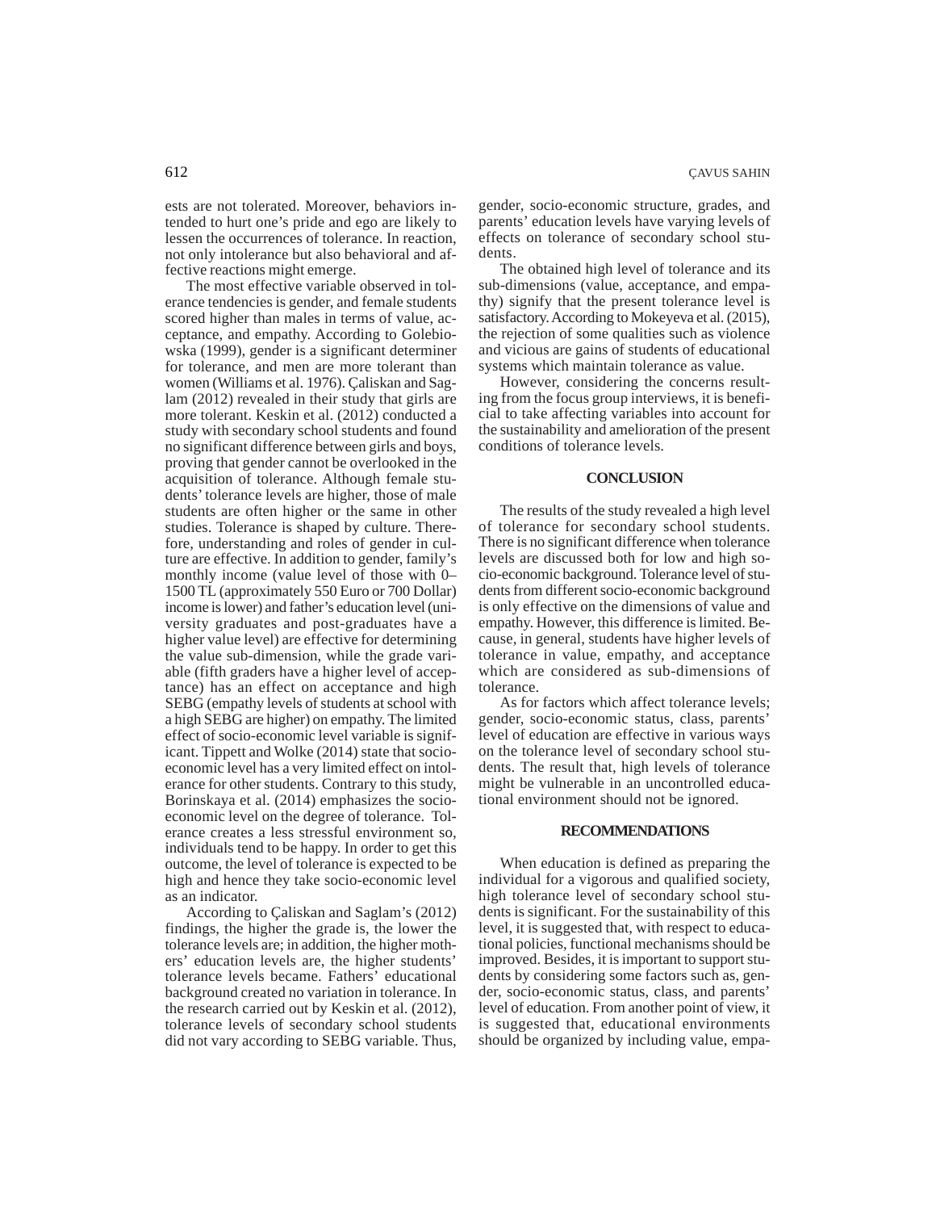ests are not tolerated. Moreover, behaviors intended to hurt one's pride and ego are likely to lessen the occurrences of tolerance. In reaction, not only intolerance but also behavioral and affective reactions might emerge.

The most effective variable observed in tolerance tendencies is gender, and female students scored higher than males in terms of value, acceptance, and empathy. According to Golebiowska (1999), gender is a significant determiner for tolerance, and men are more tolerant than women (Williams et al. 1976). Çaliskan and Saglam (2012) revealed in their study that girls are more tolerant. Keskin et al. (2012) conducted a study with secondary school students and found no significant difference between girls and boys, proving that gender cannot be overlooked in the acquisition of tolerance. Although female students' tolerance levels are higher, those of male students are often higher or the same in other studies. Tolerance is shaped by culture. Therefore, understanding and roles of gender in culture are effective. In addition to gender, family's monthly income (value level of those with 0–1500 TL (approximately 550 Euro or 700 Dollar) income is lower) and father's education level (university graduates and post-graduates have a higher value level) are effective for determining the value sub-dimension, while the grade variable (fifth graders have a higher level of acceptance) has an effect on acceptance and high SEBG (empathy levels of students at school with a high SEBG are higher) on empathy. The limited effect of socio-economic level variable is significant. Tippett and Wolke (2014) state that socioeconomic level has a very limited effect on intolerance for other students. Contrary to this study, Borinskaya et al. (2014) emphasizes the socioeconomic level on the degree of tolerance. Tolerance creates a less stressful environment so, individuals tend to be happy. In order to get this outcome, the level of tolerance is expected to be high and hence they take socio-economic level as an indicator.

According to Çaliskan and Saglam's (2012) findings, the higher the grade is, the lower the tolerance levels are; in addition, the higher mothers' education levels are, the higher students' tolerance levels became. Fathers' educational background created no variation in tolerance. In the research carried out by Keskin et al. (2012), tolerance levels of secondary school students did not vary according to SEBG variable. Thus, gender, socio-economic structure, grades, and parents' education levels have varying levels of effects on tolerance of secondary school students.

The obtained high level of tolerance and its sub-dimensions (value, acceptance, and empathy) signify that the present tolerance level is satisfactory. According to Mokeyeva et al. (2015), the rejection of some qualities such as violence and vicious are gains of students of educational systems which maintain tolerance as value.

However, considering the concerns resulting from the focus group interviews, it is beneficial to take affecting variables into account for the sustainability and amelioration of the present conditions of tolerance levels.

## CONCLUSION

The results of the study revealed a high level of tolerance for secondary school students. There is no significant difference when tolerance levels are discussed both for low and high socio-economic background. Tolerance level of students from different socio-economic background is only effective on the dimensions of value and empathy. However, this difference is limited. Because, in general, students have higher levels of tolerance in value, empathy, and acceptance which are considered as sub-dimensions of tolerance.

As for factors which affect tolerance levels; gender, socio-economic status, class, parents' level of education are effective in various ways on the tolerance level of secondary school students. The result that, high levels of tolerance might be vulnerable in an uncontrolled educational environment should not be ignored.

## RECOMMENDATIONS

When education is defined as preparing the individual for a vigorous and qualified society, high tolerance level of secondary school students is significant. For the sustainability of this level, it is suggested that, with respect to educational policies, functional mechanisms should be improved. Besides, it is important to support students by considering some factors such as, gender, socio-economic status, class, and parents' level of education. From another point of view, it is suggested that, educational environments should be organized by including value, empa-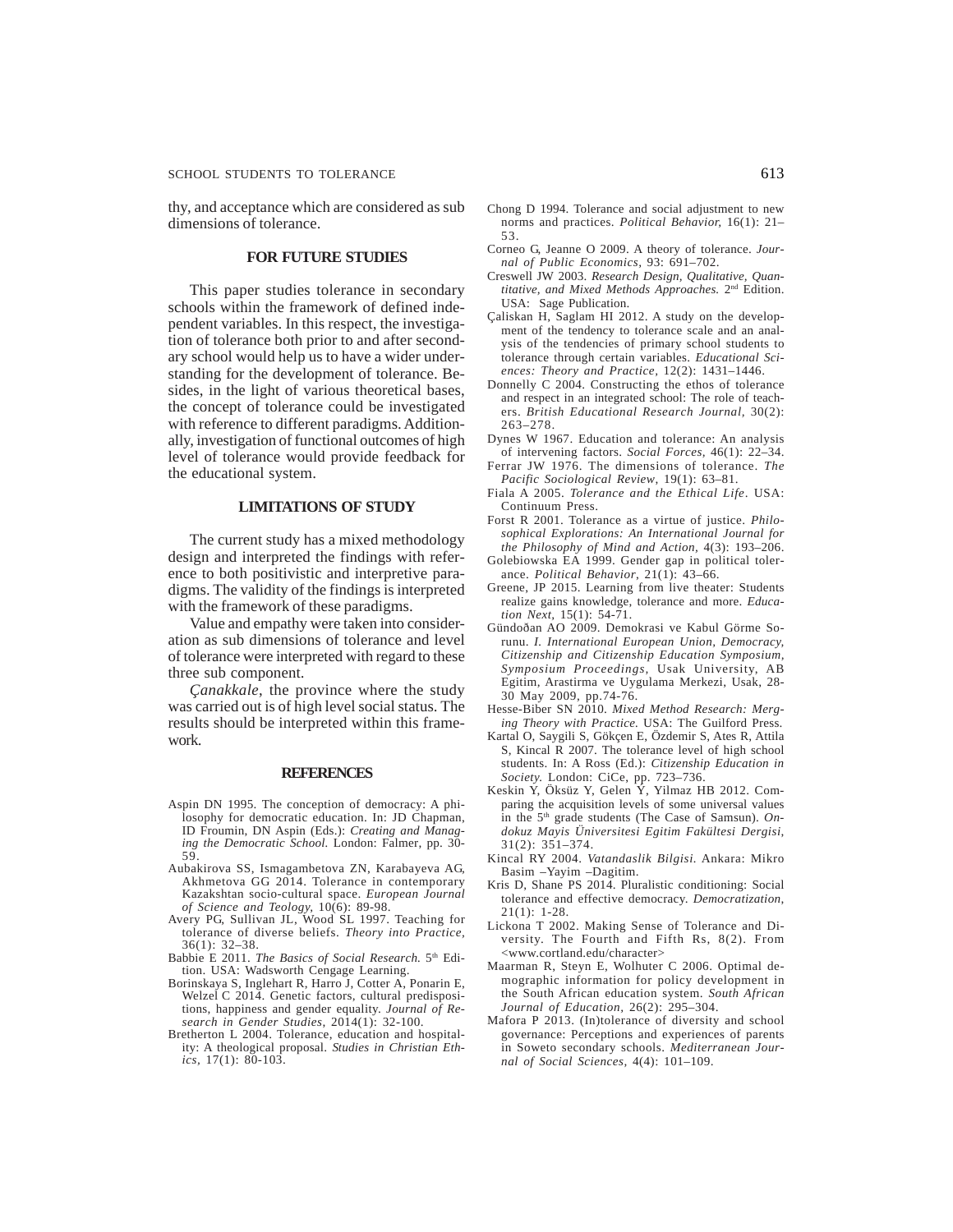thy, and acceptance which are considered as sub dimensions of tolerance.

## FOR FUTURE STUDIES

This paper studies tolerance in secondary schools within the framework of defined independent variables. In this respect, the investigation of tolerance both prior to and after secondary school would help us to have a wider understanding for the development of tolerance. Besides, in the light of various theoretical bases, the concept of tolerance could be investigated with reference to different paradigms. Additionally, investigation of functional outcomes of high level of tolerance would provide feedback for the educational system.

## LIMITATIONS OF STUDY

The current study has a mixed methodology design and interpreted the findings with reference to both positivistic and interpretive paradigms. The validity of the findings is interpreted with the framework of these paradigms.

Value and empathy were taken into consideration as sub dimensions of tolerance and level of tolerance were interpreted with regard to these three sub component.

*Çanakkale*, the province where the study was carried out is of high level social status. The results should be interpreted within this framework.

## REFERENCES

Aspin DN 1995. The conception of democracy: A philosophy for democratic education. In: JD Chapman, ID Froumin, DN Aspin (Eds.): *Creating and Managing the Democratic School.* London: Falmer, pp. 30-59.

Aubakirova SS, Ismagambetova ZN, Karabayeva AG, Akhmetova GG 2014. Tolerance in contemporary Kazakshtan socio-cultural space. *European Journal of Science and Teology,* 10(6): 89-98.

Avery PG, Sullivan JL, Wood SL 1997. Teaching for tolerance of diverse beliefs. *Theory into Practice,* 36(1): 32–38.

Babbie E 2011. *The Basics of Social Research.* 5th Edition. USA: Wadsworth Cengage Learning.

Borinskaya S, Inglehart R, Harro J, Cotter A, Ponarin E, Welzel C 2014. Genetic factors, cultural predispositions, happiness and gender equality. *Journal of Research in Gender Studies,* 2014(1): 32-100.

Bretherton L 2004. Tolerance, education and hospitality: A theological proposal. *Studies in Christian Ethics,* 17(1): 80-103.

Chong D 1994. Tolerance and social adjustment to new norms and practices. *Political Behavior,* 16(1): 21–53.

Corneo G, Jeanne O 2009. A theory of tolerance. *Journal of Public Economics,* 93: 691–702.

Creswell JW 2003. *Research Design, Qualitative, Quantitative, and Mixed Methods Approaches.* 2nd Edition. USA: Sage Publication.

Çaliskan H, Saglam HI 2012. A study on the development of the tendency to tolerance scale and an analysis of the tendencies of primary school students to tolerance through certain variables. *Educational Sciences: Theory and Practice,* 12(2): 1431–1446.

Donnelly C 2004. Constructing the ethos of tolerance and respect in an integrated school: The role of teachers. *British Educational Research Journal,* 30(2): 263–278.

Dynes W 1967. Education and tolerance: An analysis of intervening factors. *Social Forces,* 46(1): 22–34.

Ferrar JW 1976. The dimensions of tolerance. *The Pacific Sociological Review,* 19(1): 63–81.

Fiala A 2005. *Tolerance and the Ethical Life.* USA: Continuum Press.

Forst R 2001. Tolerance as a virtue of justice. *Philosophical Explorations: An International Journal for the Philosophy of Mind and Action,* 4(3): 193–206.

Golebiowska EA 1999. Gender gap in political tolerance. *Political Behavior,* 21(1): 43–66.

Greene, JP 2015. Learning from live theater: Students realize gains knowledge, tolerance and more. *Education Next,* 15(1): 54-71.

Gündoðan AO 2009. Demokrasi ve Kabul Görme Sorunu. *I. International European Union, Democracy, Citizenship and Citizenship Education Symposium, Symposium Proceedings,* Usak University, AB Egitim, Arastirma ve Uygulama Merkezi, Usak, 28-30 May 2009, pp.74-76.

Hesse-Biber SN 2010. *Mixed Method Research: Merging Theory with Practice.* USA: The Guilford Press.

Kartal O, Saygili S, Gökçen E, Özdemir S, Ates R, Attila S, Kincal R 2007. The tolerance level of high school students. In: A Ross (Ed.): *Citizenship Education in Society.* London: CiCe, pp. 723–736.

Keskin Y, Öksüz Y, Gelen Y, Yilmaz HB 2012. Comparing the acquisition levels of some universal values in the 5th grade students (The Case of Samsun). *Ondokuz Mayis Üniversitesi Egitim Fakültesi Dergisi,* 31(2): 351–374.

Kincal RY 2004. *Vatandaslik Bilgisi.* Ankara: Mikro Basim –Yayim –Dagitim.

Kris D, Shane PS 2014. Pluralistic conditioning: Social tolerance and effective democracy. *Democratization,* 21(1): 1-28.

Lickona T 2002. Making Sense of Tolerance and Diversity. The Fourth and Fifth Rs, 8(2). From <www.cortland.edu/character>

Maarman R, Steyn E, Wolhuter C 2006. Optimal demographic information for policy development in the South African education system. *South African Journal of Education,* 26(2): 295–304.

Mafora P 2013. (In)tolerance of diversity and school governance: Perceptions and experiences of parents in Soweto secondary schools. *Mediterranean Journal of Social Sciences,* 4(4): 101–109.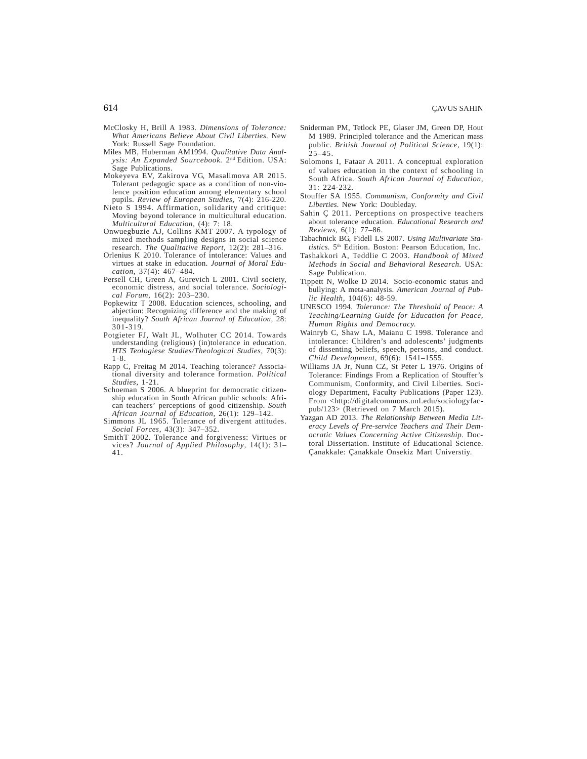McClosky H, Brill A 1983. *Dimensions of Tolerance: What Americans Believe About Civil Liberties.* New York: Russell Sage Foundation.

Miles MB, Huberman AM1994. *Qualitative Data Analysis: An Expanded Sourcebook.* 2nd Edition. USA: Sage Publications.

Mokeyeva EV, Zakirova VG, Masalimova AR 2015. Tolerant pedagogic space as a condition of non-violence position education among elementary school pupils. *Review of European Studies*, 7(4): 216-220.

Nieto S 1994. Affirmation, solidarity and critique: Moving beyond tolerance in multicultural education. *Multicultural Education*, (4): 7: 18.

Onwuegbuzie AJ, Collins KMT 2007. A typology of mixed methods sampling designs in social science research. *The Qualitative Report*, 12(2): 281–316.

Orlenius K 2010. Tolerance of intolerance: Values and virtues at stake in education. *Journal of Moral Education*, 37(4): 467–484.

Persell CH, Green A, Gurevich L 2001. Civil society, economic distress, and social tolerance. *Sociological Forum*, 16(2): 203–230.

Popkewitz T 2008. Education sciences, schooling, and abjection: Recognizing difference and the making of inequality? *South African Journal of Education*, 28: 301-319.

Potgieter FJ, Walt JL, Wolhuter CC 2014. Towards understanding (religious) (in)tolerance in education. *HTS Teologiese Studies/Theological Studies*, 70(3): 1-8.

Rapp C, Freitag M 2014. Teaching tolerance? Associational diversity and tolerance formation. *Political Studies*, 1-21.

Schoeman S 2006. A blueprint for democratic citizenship education in South African public schools: African teachers' perceptions of good citizenship. *South African Journal of Education*, 26(1): 129–142.

Simmons JL 1965. Tolerance of divergent attitudes. *Social Forces*, 43(3): 347–352.

SmithT 2002. Tolerance and forgiveness: Virtues or vices? *Journal of Applied Philosophy*, 14(1): 31–41.

Sniderman PM, Tetlock PE, Glaser JM, Green DP, Hout M 1989. Principled tolerance and the American mass public. *British Journal of Political Science*, 19(1): 25–45.

Solomons I, Fataar A 2011. A conceptual exploration of values education in the context of schooling in South Africa. *South African Journal of Education*, 31: 224-232.

Stouffer SA 1955. *Communism, Conformity and Civil Liberties.* New York: Doubleday.

Sahin Ç 2011. Perceptions on prospective teachers about tolerance education. *Educational Research and Reviews*, 6(1): 77–86.

Tabachnick BG, Fidell LS 2007. *Using Multivariate Statistics.* 5th Edition. Boston: Pearson Education, Inc.

Tashakkori A, Teddlie C 2003. *Handbook of Mixed Methods in Social and Behavioral Research.* USA: Sage Publication.

Tippett N, Wolke D 2014. Socio-economic status and bullying: A meta-analysis. *American Journal of Public Health*, 104(6): 48-59.

UNESCO 1994. *Tolerance: The Threshold of Peace: A Teaching/Learning Guide for Education for Peace, Human Rights and Democracy.*

Wainryb C, Shaw LA, Maianu C 1998. Tolerance and intolerance: Children's and adolescents' judgments of dissenting beliefs, speech, persons, and conduct. *Child Development*, 69(6): 1541–1555.

Williams JA Jr, Nunn CZ, St Peter L 1976. Origins of Tolerance: Findings From a Replication of Stouffer's Communism, Conformity, and Civil Liberties. Sociology Department, Faculty Publications (Paper 123). From <http://digitalcommons.unl.edu/sociologyfacpub/123> (Retrieved on 7 March 2015).

Yazgan AD 2013. *The Relationship Between Media Literacy Levels of Pre-service Teachers and Their Democratic Values Concerning Active Citizenship.* Doctoral Dissertation. Institute of Educational Science. Çanakkale: Çanakkale Onsekiz Mart Universtiy.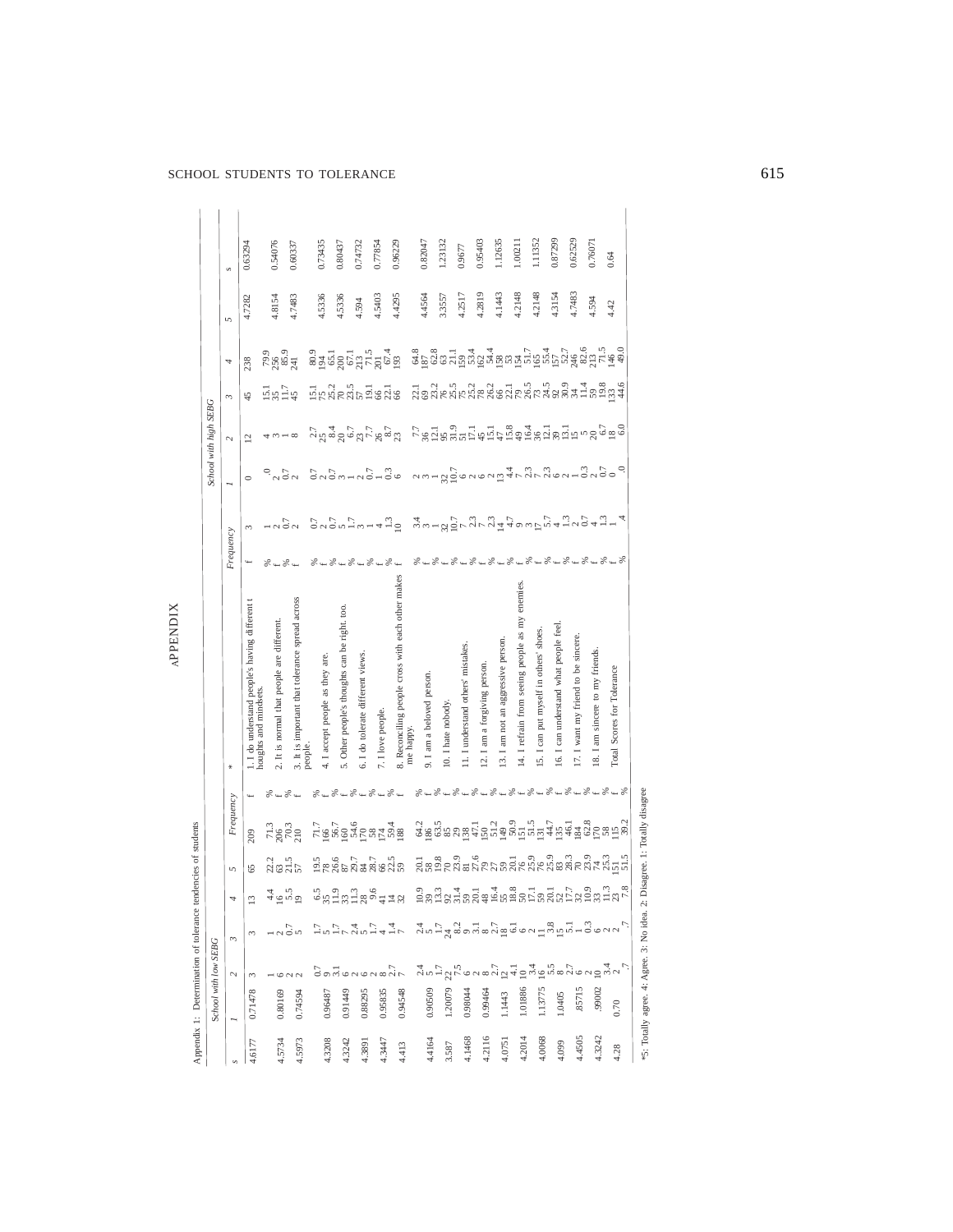# APPENDIX

Appendix 1: Determination of tolerance tendencies of students

| School with low SEBG | | | | | | | | * | School with high SEBG | | | | | | | |
|---|---|---|---|---|---|---|---|---|---|---|---|---|---|---|---|---|
| s | 1 | 2 | 3 | 4 | 5 | Frequency | | | Frequency | | 1 | 2 | 3 | 4 | 5 | s |
| 4.6177 | 0.71478 | 3 | 3 | 13 | 65 | 209 | f | 1. I do understand people's having different t houghts and mindsets. | f | 3 | 0 | 12 | 45 | 238 | 4.7282 | 0.63294 |
| | | 1 | 1 | 4.4 | 22.2 | 71.3 | % | | % | 1 | .0 | 4 | 15.1 | 79.9 | | |
| 4.5734 | 0.80169 | 6 | 2 | 16 | 63 | 206 | f | 2. It is normal that people are different. | f | 2 | 2 | 3 | 35 | 256 | 4.8154 | 0.54076 |
| | | 2 | 0.7 | 5.5 | 21.5 | 70.3 | % | | % | 0.7 | 0.7 | 1 | 11.7 | 85.9 | | |
| 4.5973 | 0.74594 | 2 | 5 | 19 | 57 | 210 | f | 3. It is important that tolerance spread across people. | f | 2 | 2 | 8 | 45 | 241 | 4.7483 | 0.60337 |
| | | 0.7 | 1.7 | 6.5 | 19.5 | 71.7 | % | | % | 0.7 | 0.7 | 2.7 | 15.1 | 80.9 | | |
| 4.3208 | 0.96487 | 9 | 5 | 35 | 78 | 166 | f | 4. I accept people as they are. | f | 2 | 2 | 25 | 75 | 194 | 4.5336 | 0.73435 |
| | | 3.1 | 1.7 | 11.9 | 26.6 | 56.7 | % | | % | 0.7 | 0.7 | 8.4 | 25.2 | 65.1 | | |
| 4.3242 | 0.91449 | 6 | 7 | 33 | 87 | 160 | f | 5. Other people's thoughts can be right, too. | f | 5 | 3 | 20 | 70 | 200 | 4.5336 | 0.80437 |
| | | 2 | 2.4 | 11.3 | 29.7 | 54.6 | % | | % | 1.7 | 1 | 6.7 | 23.5 | 67.1 | | |
| 4.3891 | 0.88295 | 6 | 5 | 28 | 84 | 170 | f | 6. I do tolerate different views. | f | 3 | 2 | 23 | 57 | 213 | 4.594 | 0.74732 |
| | | 2 | 1.7 | 9.6 | 28.7 | 58 | % | | % | 1 | 0.7 | 7.7 | 19.1 | 71.5 | | |
| 4.3447 | 0.95835 | 8 | 4 | 41 | 66 | 174 | f | 7. I love people. | f | 4 | 1 | 26 | 66 | 201 | 4.5403 | 0.77854 |
| | | 2.7 | 1.4 | 14 | 22.5 | 59.4 | % | | % | 1.3 | 0.3 | 8.7 | 22.1 | 67.4 | | |
| 4.413 | 0.94548 | 7 | 7 | 32 | 59 | 188 | f | 8. Reconciling people cross with each other makes me happy. | f | 10 | 6 | 23 | 66 | 193 | 4.4295 | 0.96229 |
| | | 2.4 | 2.4 | 10.9 | 20.1 | 64.2 | % | | % | 3.4 | 2 | 7.7 | 22.1 | 64.8 | | |
| 4.4164 | 0.90509 | 5 | 5 | 39 | 58 | 186 | f | 9. I am a beloved person. | f | 3 | 3 | 36 | 69 | 187 | 4.4564 | 0.82047 |
| | | 1.7 | 1.7 | 13.3 | 19.8 | 63.5 | % | | % | 1 | 1 | 12.1 | 23.2 | 62.8 | | |
| 3.587 | 1.20079 | 22 | 24 | 92 | 70 | 85 | f | 10. I hate nobody. | f | 32 | 32 | 95 | 76 | 63 | 3.3557 | 1.23132 |
| | | 7.5 | 8.2 | 31.4 | 23.9 | 29 | % | | % | 10.7 | 10.7 | 31.9 | 25.5 | 21.1 | | |
| 4.1468 | 0.98044 | 6 | 9 | 59 | 81 | 138 | f | 11. I understand others' mistakes. | f | 7 | 6 | 51 | 75 | 159 | 4.2517 | 0.9677 |
| | | 2 | 3.1 | 20.1 | 27.6 | 47.1 | % | | % | 2.3 | 2 | 17.1 | 25.2 | 53.4 | | |
| 4.2116 | 0.99464 | 8 | 8 | 48 | 79 | 150 | f | 12. I am a forgiving person. | f | 7 | 6 | 45 | 78 | 162 | 4.2819 | 0.95403 |
| | | 2.7 | 2.7 | 16.4 | 27 | 51.2 | % | | % | 2.3 | 2 | 15.1 | 26.2 | 54.4 | | |
| 4.0751 | 1.1443 | 12 | 18 | 55 | 59 | 149 | f | 13. I am not an aggressive person. | f | 14 | 13 | 47 | 66 | 158 | 4.1443 | 1.12635 |
| | | 4.1 | 6.1 | 18.8 | 20.1 | 50.9 | % | | % | 4.7 | 4.4 | 15.8 | 22.1 | 53 | | |
| 4.2014 | 1.01886 | 10 | 6 | 50 | 76 | 151 | f | 14. I refrain from seeing people as my enemies. | f | 9 | 7 | 49 | 79 | 154 | 4.2148 | 1.00211 |
| | | 3.4 | 2 | 17.1 | 25.9 | 51.5 | % | | % | 3 | 2.3 | 16.4 | 26.5 | 51.7 | | |
| 4.0068 | 1.13775 | 16 | 11 | 59 | 76 | 131 | f | 15. I can put myself in others' shoes. | f | 17 | 7 | 36 | 73 | 165 | 4.2148 | 1.11352 |
| | | 5.5 | 3.8 | 20.1 | 25.9 | 44.7 | % | | % | 5.7 | 2.3 | 12.1 | 24.5 | 55.4 | | |
| 4.099 | 1.0405 | 8 | 15 | 52 | 83 | 135 | f | 16. I can understand what people feel. | f | 4 | 6 | 39 | 92 | 157 | 4.3154 | 0.87299 |
| | | 2.7 | 5.1 | 17.7 | 28.3 | 46.1 | % | | % | 1.3 | 2 | 13.1 | 30.9 | 52.7 | | |
| 4.4505 | .85715 | 6 | 1 | 32 | 70 | 184 | f | 17. I want my friend to be sincere. | f | 2 | 1 | 15 | 34 | 246 | 4.7483 | 0.62529 |
| | | 2 | 0.3 | 10.9 | 23.9 | 62.8 | % | | % | 0.7 | 0.3 | 5 | 11.4 | 82.6 | | |
| 4.3242 | .99002 | 10 | 6 | 33 | 74 | 170 | f | 18. I am sincere to my friends. | f | 4 | 2 | 20 | 59 | 213 | 4.594 | 0.76071 |
| | | 3.4 | 2 | 11.3 | 25.3 | 58 | % | | % | 1.3 | 0.7 | 6.7 | 19.8 | 71.5 | | |
| 4.28 | 0.70 | 2 | 2 | 23 | 151 | 115 | f | Total Scores for Tolerance | f | 1 | 0 | 18 | 133 | 146 | 4.42 | 0.64 |
| | | .7 | .7 | 7.8 | 51.5 | 39.2 | % | | % | .4 | .0 | 6.0 | 44.6 | 49.0 | | |

*5: Totally agree. 4: Agree. 3: No idea. 2: Disagree. 1: Totally disagree